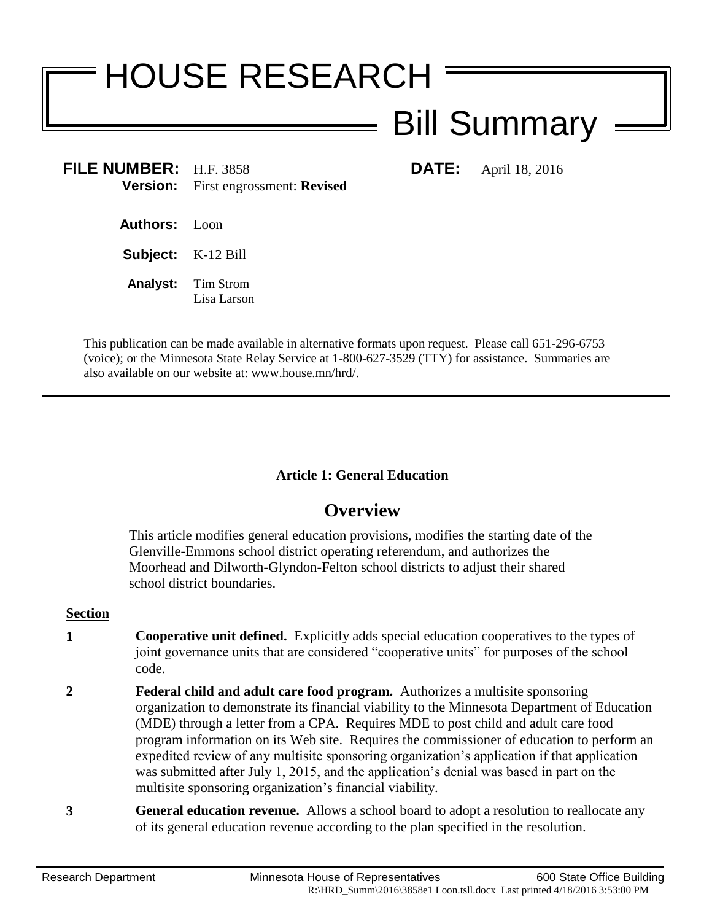# HOUSE RESEARCH

## Bill Summary

**FILE NUMBER:** H.F. 3858 **DATE:** April 18, 2016
**Version:** First engrossment: **Revised**

**Authors:** Loon

**Subject:** K-12 Bill

**Analyst:** Tim Strom
Lisa Larson

This publication can be made available in alternative formats upon request. Please call 651-296-6753 (voice); or the Minnesota State Relay Service at 1-800-627-3529 (TTY) for assistance. Summaries are also available on our website at: www.house.mn/hrd/.

---

**Article 1: General Education**

## Overview

This article modifies general education provisions, modifies the starting date of the Glenville-Emmons school district operating referendum, and authorizes the Moorhead and Dilworth-Glyndon-Felton school districts to adjust their shared school district boundaries.

**Section**

**1** **Cooperative unit defined.** Explicitly adds special education cooperatives to the types of joint governance units that are considered "cooperative units" for purposes of the school code.

**2** **Federal child and adult care food program.** Authorizes a multisite sponsoring organization to demonstrate its financial viability to the Minnesota Department of Education (MDE) through a letter from a CPA. Requires MDE to post child and adult care food program information on its Web site. Requires the commissioner of education to perform an expedited review of any multisite sponsoring organization's application if that application was submitted after July 1, 2015, and the application's denial was based in part on the multisite sponsoring organization's financial viability.

**3** **General education revenue.** Allows a school board to adopt a resolution to reallocate any of its general education revenue according to the plan specified in the resolution.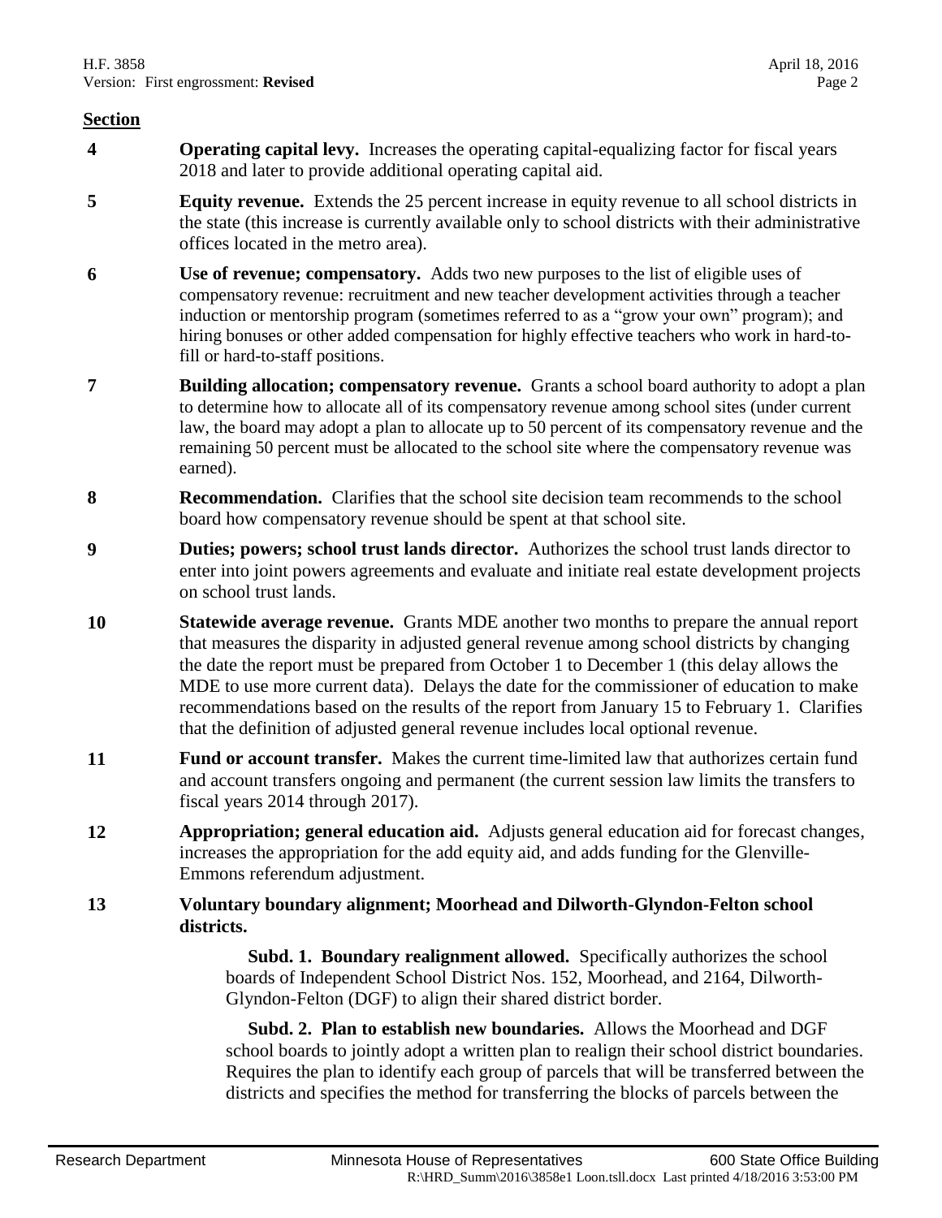## Section

**4** **Operating capital levy.** Increases the operating capital-equalizing factor for fiscal years 2018 and later to provide additional operating capital aid.

**5** **Equity revenue.** Extends the 25 percent increase in equity revenue to all school districts in the state (this increase is currently available only to school districts with their administrative offices located in the metro area).

**6** **Use of revenue; compensatory.** Adds two new purposes to the list of eligible uses of compensatory revenue: recruitment and new teacher development activities through a teacher induction or mentorship program (sometimes referred to as a "grow your own" program); and hiring bonuses or other added compensation for highly effective teachers who work in hard-to-fill or hard-to-staff positions.

**7** **Building allocation; compensatory revenue.** Grants a school board authority to adopt a plan to determine how to allocate all of its compensatory revenue among school sites (under current law, the board may adopt a plan to allocate up to 50 percent of its compensatory revenue and the remaining 50 percent must be allocated to the school site where the compensatory revenue was earned).

**8** **Recommendation.** Clarifies that the school site decision team recommends to the school board how compensatory revenue should be spent at that school site.

**9** **Duties; powers; school trust lands director.** Authorizes the school trust lands director to enter into joint powers agreements and evaluate and initiate real estate development projects on school trust lands.

**10** **Statewide average revenue.** Grants MDE another two months to prepare the annual report that measures the disparity in adjusted general revenue among school districts by changing the date the report must be prepared from October 1 to December 1 (this delay allows the MDE to use more current data). Delays the date for the commissioner of education to make recommendations based on the results of the report from January 15 to February 1. Clarifies that the definition of adjusted general revenue includes local optional revenue.

**11** **Fund or account transfer.** Makes the current time-limited law that authorizes certain fund and account transfers ongoing and permanent (the current session law limits the transfers to fiscal years 2014 through 2017).

**12** **Appropriation; general education aid.** Adjusts general education aid for forecast changes, increases the appropriation for the add equity aid, and adds funding for the Glenville-Emmons referendum adjustment.

**13** **Voluntary boundary alignment; Moorhead and Dilworth-Glyndon-Felton school districts.**

**Subd. 1. Boundary realignment allowed.** Specifically authorizes the school boards of Independent School District Nos. 152, Moorhead, and 2164, Dilworth-Glyndon-Felton (DGF) to align their shared district border.

**Subd. 2. Plan to establish new boundaries.** Allows the Moorhead and DGF school boards to jointly adopt a written plan to realign their school district boundaries. Requires the plan to identify each group of parcels that will be transferred between the districts and specifies the method for transferring the blocks of parcels between the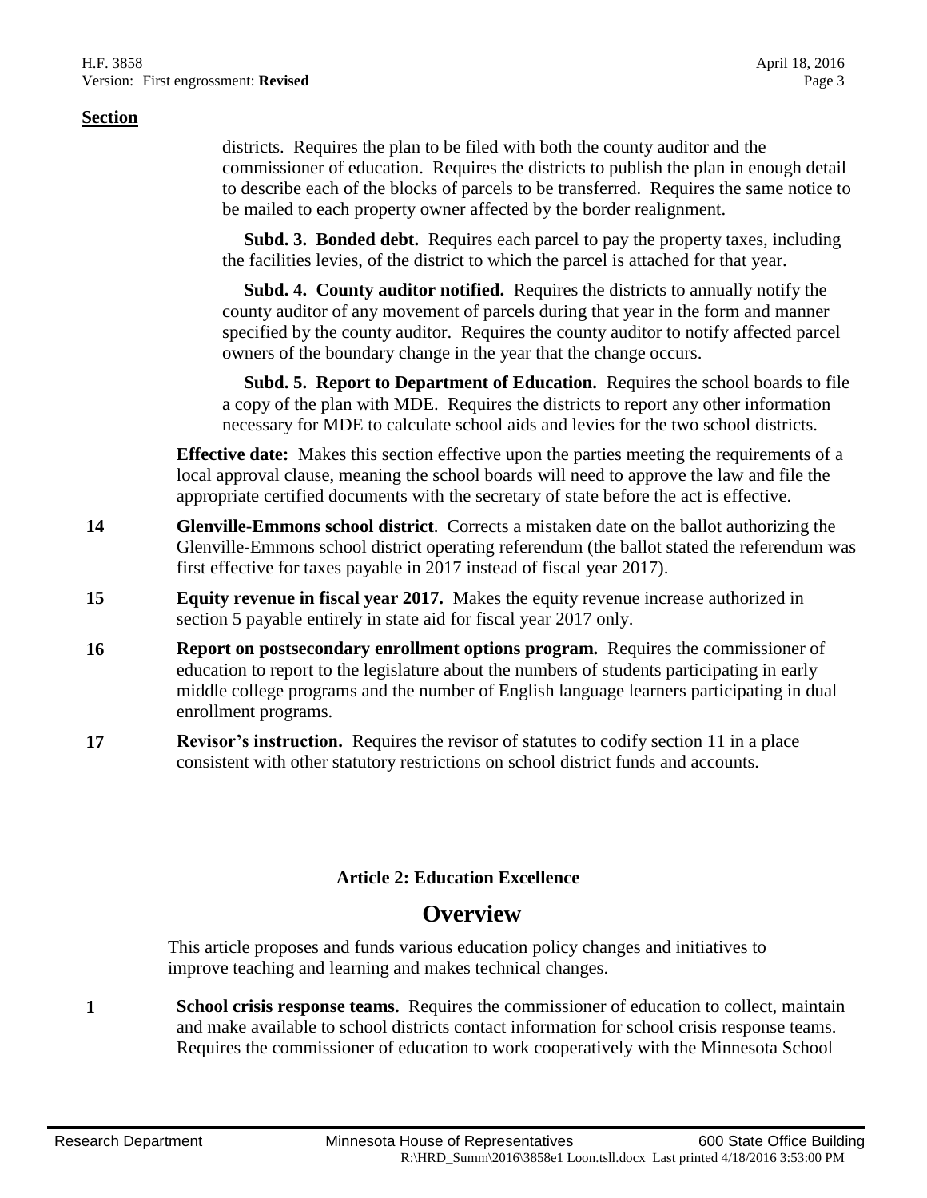**Section**

districts. Requires the plan to be filed with both the county auditor and the commissioner of education. Requires the districts to publish the plan in enough detail to describe each of the blocks of parcels to be transferred. Requires the same notice to be mailed to each property owner affected by the border realignment.

**Subd. 3. Bonded debt.** Requires each parcel to pay the property taxes, including the facilities levies, of the district to which the parcel is attached for that year.

**Subd. 4. County auditor notified.** Requires the districts to annually notify the county auditor of any movement of parcels during that year in the form and manner specified by the county auditor. Requires the county auditor to notify affected parcel owners of the boundary change in the year that the change occurs.

**Subd. 5. Report to Department of Education.** Requires the school boards to file a copy of the plan with MDE. Requires the districts to report any other information necessary for MDE to calculate school aids and levies for the two school districts.

**Effective date:** Makes this section effective upon the parties meeting the requirements of a local approval clause, meaning the school boards will need to approve the law and file the appropriate certified documents with the secretary of state before the act is effective.

**14** **Glenville-Emmons school district**. Corrects a mistaken date on the ballot authorizing the Glenville-Emmons school district operating referendum (the ballot stated the referendum was first effective for taxes payable in 2017 instead of fiscal year 2017).

**15** **Equity revenue in fiscal year 2017.** Makes the equity revenue increase authorized in section 5 payable entirely in state aid for fiscal year 2017 only.

**16** **Report on postsecondary enrollment options program.** Requires the commissioner of education to report to the legislature about the numbers of students participating in early middle college programs and the number of English language learners participating in dual enrollment programs.

**17** **Revisor's instruction.** Requires the revisor of statutes to codify section 11 in a place consistent with other statutory restrictions on school district funds and accounts.

## Article 2: Education Excellence

# Overview

This article proposes and funds various education policy changes and initiatives to improve teaching and learning and makes technical changes.

**1** **School crisis response teams.** Requires the commissioner of education to collect, maintain and make available to school districts contact information for school crisis response teams. Requires the commissioner of education to work cooperatively with the Minnesota School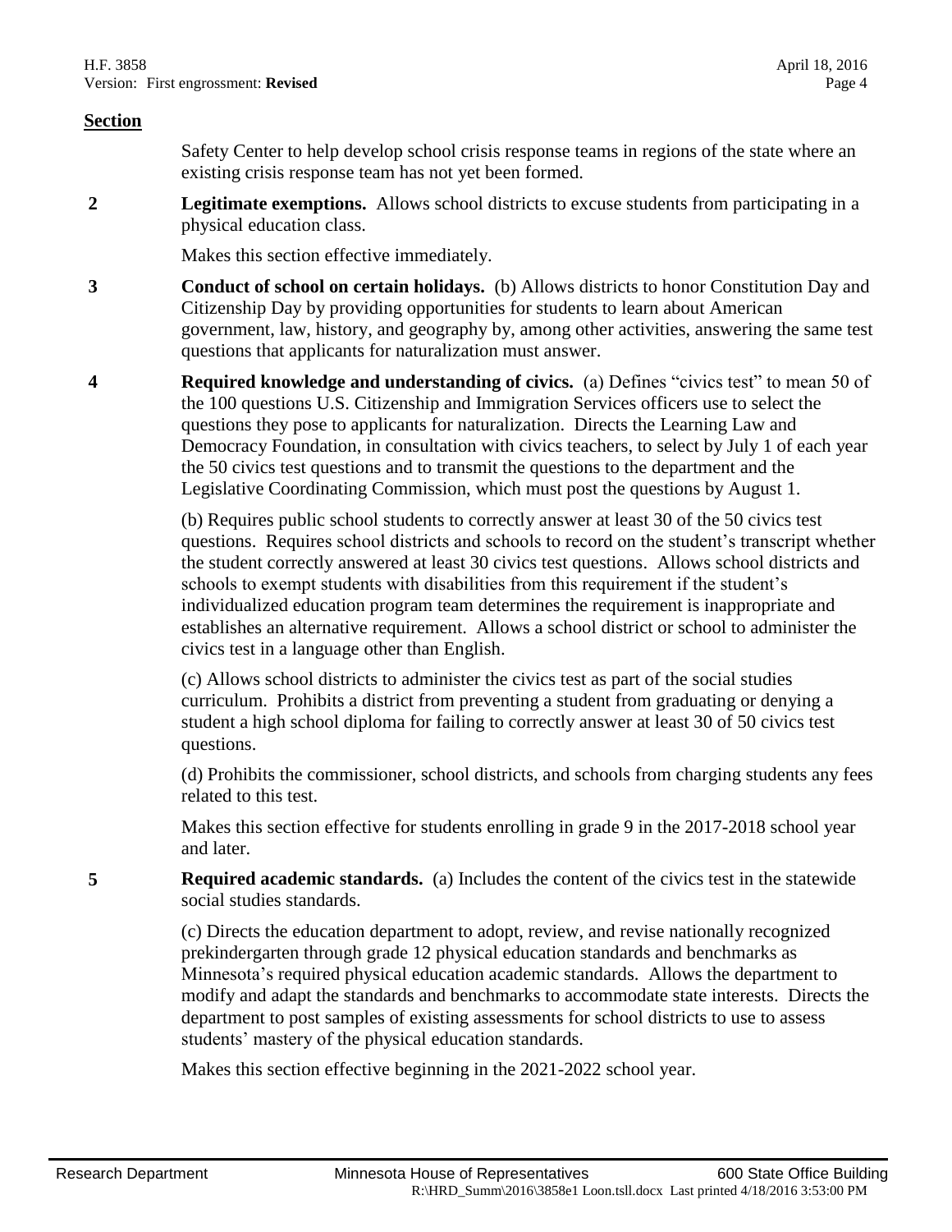**Section**

Safety Center to help develop school crisis response teams in regions of the state where an existing crisis response team has not yet been formed.

**2** **Legitimate exemptions.** Allows school districts to excuse students from participating in a physical education class.

Makes this section effective immediately.

**3** **Conduct of school on certain holidays.** (b) Allows districts to honor Constitution Day and Citizenship Day by providing opportunities for students to learn about American government, law, history, and geography by, among other activities, answering the same test questions that applicants for naturalization must answer.

**4** **Required knowledge and understanding of civics.** (a) Defines "civics test" to mean 50 of the 100 questions U.S. Citizenship and Immigration Services officers use to select the questions they pose to applicants for naturalization. Directs the Learning Law and Democracy Foundation, in consultation with civics teachers, to select by July 1 of each year the 50 civics test questions and to transmit the questions to the department and the Legislative Coordinating Commission, which must post the questions by August 1.

(b) Requires public school students to correctly answer at least 30 of the 50 civics test questions. Requires school districts and schools to record on the student's transcript whether the student correctly answered at least 30 civics test questions. Allows school districts and schools to exempt students with disabilities from this requirement if the student's individualized education program team determines the requirement is inappropriate and establishes an alternative requirement. Allows a school district or school to administer the civics test in a language other than English.

(c) Allows school districts to administer the civics test as part of the social studies curriculum. Prohibits a district from preventing a student from graduating or denying a student a high school diploma for failing to correctly answer at least 30 of 50 civics test questions.

(d) Prohibits the commissioner, school districts, and schools from charging students any fees related to this test.

Makes this section effective for students enrolling in grade 9 in the 2017-2018 school year and later.

**5** **Required academic standards.** (a) Includes the content of the civics test in the statewide social studies standards.

(c) Directs the education department to adopt, review, and revise nationally recognized prekindergarten through grade 12 physical education standards and benchmarks as Minnesota's required physical education academic standards. Allows the department to modify and adapt the standards and benchmarks to accommodate state interests. Directs the department to post samples of existing assessments for school districts to use to assess students' mastery of the physical education standards.

Makes this section effective beginning in the 2021-2022 school year.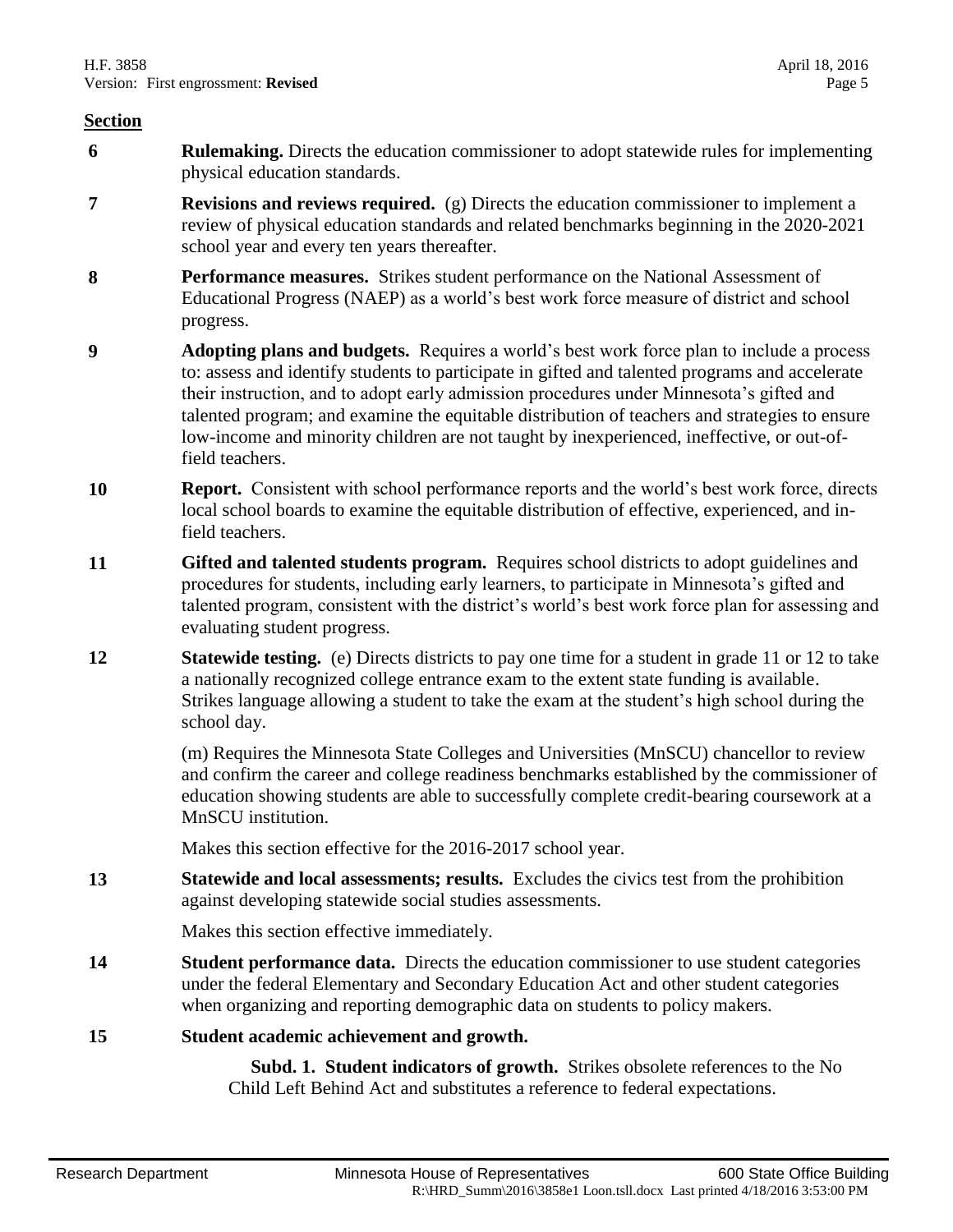**Section**

**6** **Rulemaking.** Directs the education commissioner to adopt statewide rules for implementing physical education standards.

**7** **Revisions and reviews required.** (g) Directs the education commissioner to implement a review of physical education standards and related benchmarks beginning in the 2020-2021 school year and every ten years thereafter.

**8** **Performance measures.** Strikes student performance on the National Assessment of Educational Progress (NAEP) as a world's best work force measure of district and school progress.

**9** **Adopting plans and budgets.** Requires a world's best work force plan to include a process to: assess and identify students to participate in gifted and talented programs and accelerate their instruction, and to adopt early admission procedures under Minnesota's gifted and talented program; and examine the equitable distribution of teachers and strategies to ensure low-income and minority children are not taught by inexperienced, ineffective, or out-of-field teachers.

**10** **Report.** Consistent with school performance reports and the world's best work force, directs local school boards to examine the equitable distribution of effective, experienced, and in-field teachers.

**11** **Gifted and talented students program.** Requires school districts to adopt guidelines and procedures for students, including early learners, to participate in Minnesota's gifted and talented program, consistent with the district's world's best work force plan for assessing and evaluating student progress.

**12** **Statewide testing.** (e) Directs districts to pay one time for a student in grade 11 or 12 to take a nationally recognized college entrance exam to the extent state funding is available. Strikes language allowing a student to take the exam at the student's high school during the school day.

(m) Requires the Minnesota State Colleges and Universities (MnSCU) chancellor to review and confirm the career and college readiness benchmarks established by the commissioner of education showing students are able to successfully complete credit-bearing coursework at a MnSCU institution.

Makes this section effective for the 2016-2017 school year.

**13** **Statewide and local assessments; results.** Excludes the civics test from the prohibition against developing statewide social studies assessments.

Makes this section effective immediately.

**14** **Student performance data.** Directs the education commissioner to use student categories under the federal Elementary and Secondary Education Act and other student categories when organizing and reporting demographic data on students to policy makers.

**15** **Student academic achievement and growth.**

**Subd. 1. Student indicators of growth.** Strikes obsolete references to the No Child Left Behind Act and substitutes a reference to federal expectations.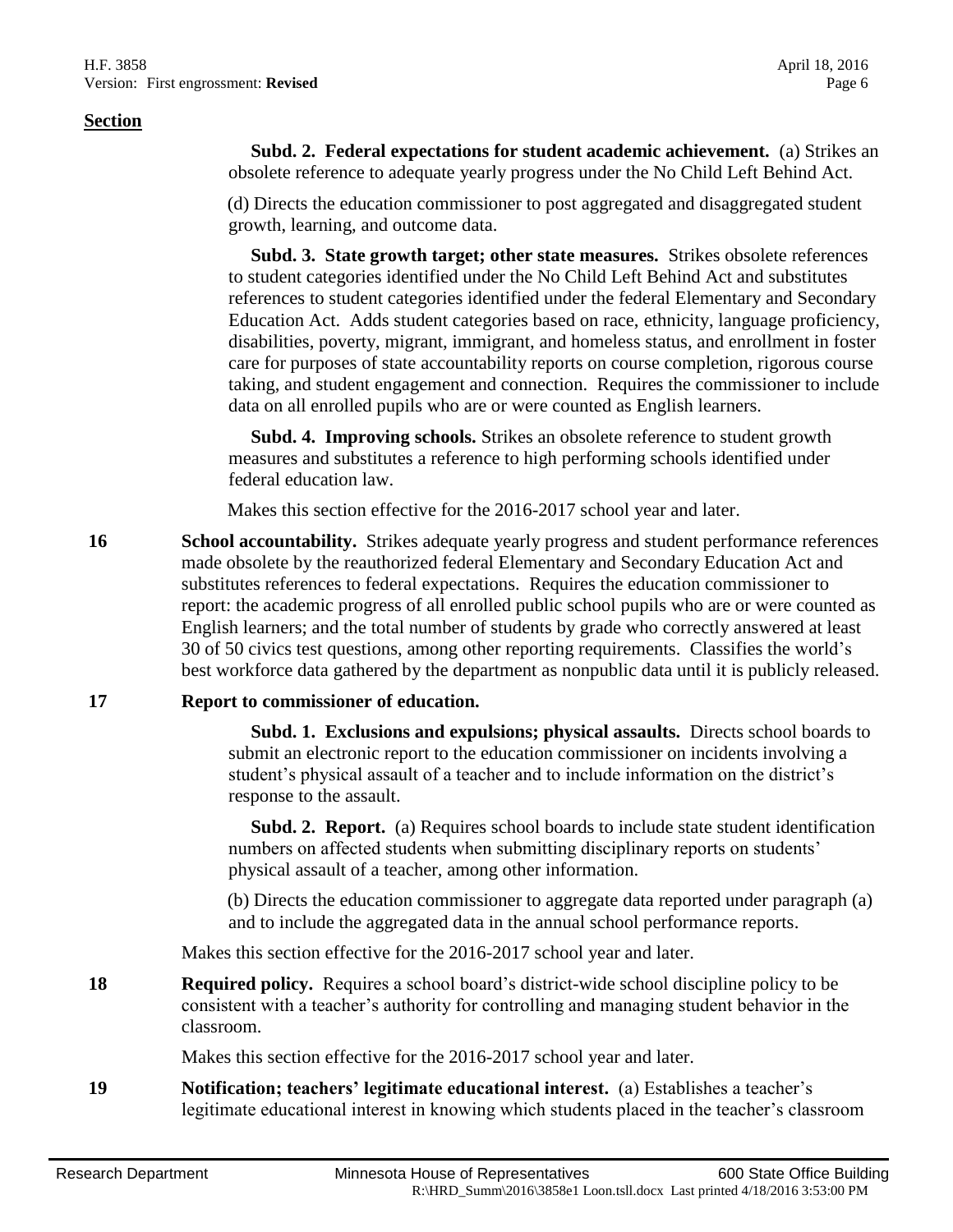**Section**

**Subd. 2. Federal expectations for student academic achievement.** (a) Strikes an obsolete reference to adequate yearly progress under the No Child Left Behind Act.

(d) Directs the education commissioner to post aggregated and disaggregated student growth, learning, and outcome data.

**Subd. 3. State growth target; other state measures.** Strikes obsolete references to student categories identified under the No Child Left Behind Act and substitutes references to student categories identified under the federal Elementary and Secondary Education Act. Adds student categories based on race, ethnicity, language proficiency, disabilities, poverty, migrant, immigrant, and homeless status, and enrollment in foster care for purposes of state accountability reports on course completion, rigorous course taking, and student engagement and connection. Requires the commissioner to include data on all enrolled pupils who are or were counted as English learners.

**Subd. 4. Improving schools.** Strikes an obsolete reference to student growth measures and substitutes a reference to high performing schools identified under federal education law.

Makes this section effective for the 2016-2017 school year and later.

**16** **School accountability.** Strikes adequate yearly progress and student performance references made obsolete by the reauthorized federal Elementary and Secondary Education Act and substitutes references to federal expectations. Requires the education commissioner to report: the academic progress of all enrolled public school pupils who are or were counted as English learners; and the total number of students by grade who correctly answered at least 30 of 50 civics test questions, among other reporting requirements. Classifies the world's best workforce data gathered by the department as nonpublic data until it is publicly released.

**17** **Report to commissioner of education.**

**Subd. 1. Exclusions and expulsions; physical assaults.** Directs school boards to submit an electronic report to the education commissioner on incidents involving a student's physical assault of a teacher and to include information on the district's response to the assault.

**Subd. 2. Report.** (a) Requires school boards to include state student identification numbers on affected students when submitting disciplinary reports on students' physical assault of a teacher, among other information.

(b) Directs the education commissioner to aggregate data reported under paragraph (a) and to include the aggregated data in the annual school performance reports.

Makes this section effective for the 2016-2017 school year and later.

**18** **Required policy.** Requires a school board's district-wide school discipline policy to be consistent with a teacher's authority for controlling and managing student behavior in the classroom.

Makes this section effective for the 2016-2017 school year and later.

**19** **Notification; teachers' legitimate educational interest.** (a) Establishes a teacher's legitimate educational interest in knowing which students placed in the teacher's classroom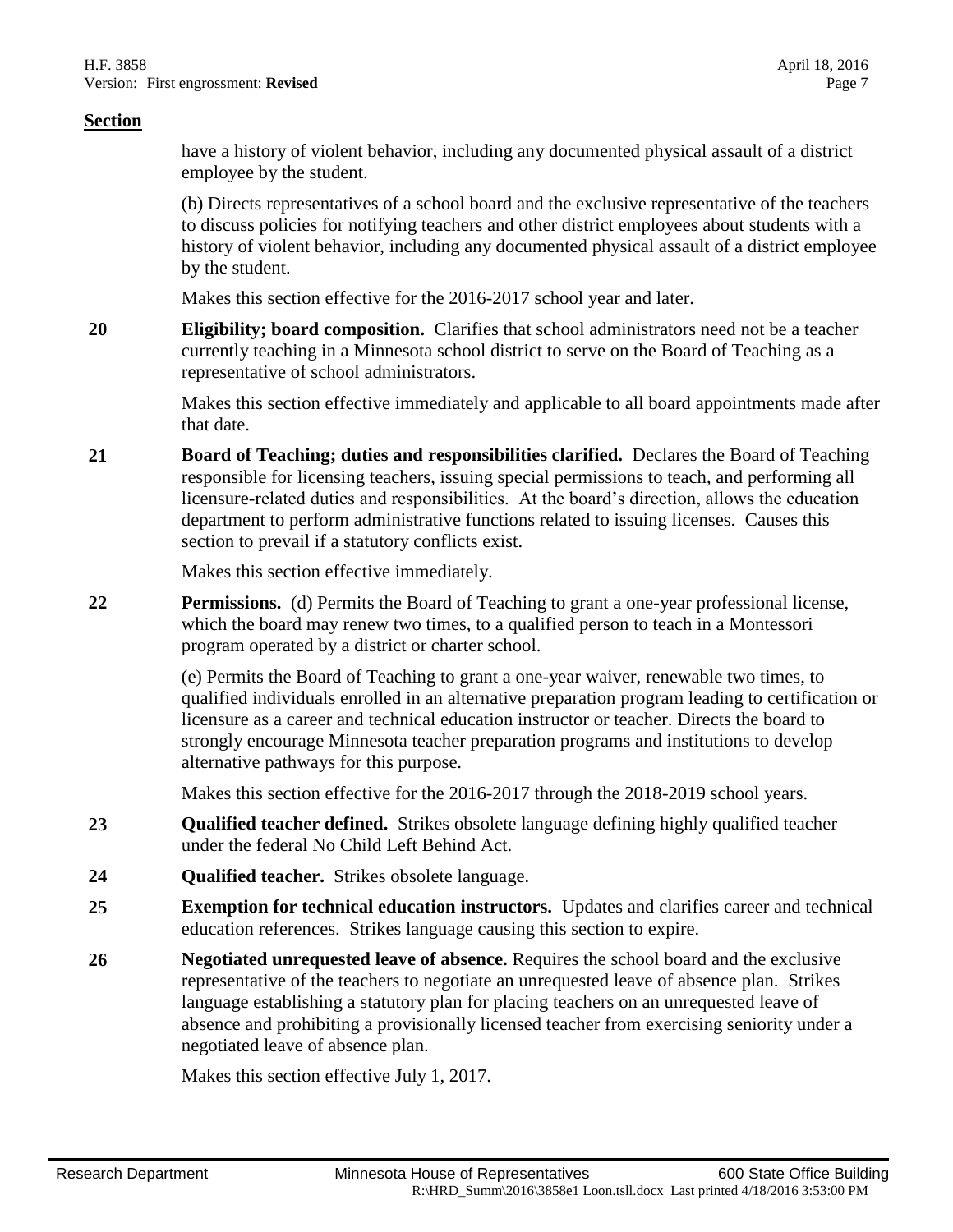**Section**

have a history of violent behavior, including any documented physical assault of a district employee by the student.

(b) Directs representatives of a school board and the exclusive representative of the teachers to discuss policies for notifying teachers and other district employees about students with a history of violent behavior, including any documented physical assault of a district employee by the student.

Makes this section effective for the 2016-2017 school year and later.

**20** **Eligibility; board composition.** Clarifies that school administrators need not be a teacher currently teaching in a Minnesota school district to serve on the Board of Teaching as a representative of school administrators.

Makes this section effective immediately and applicable to all board appointments made after that date.

**21** **Board of Teaching; duties and responsibilities clarified.** Declares the Board of Teaching responsible for licensing teachers, issuing special permissions to teach, and performing all licensure-related duties and responsibilities. At the board's direction, allows the education department to perform administrative functions related to issuing licenses. Causes this section to prevail if a statutory conflicts exist.

Makes this section effective immediately.

**22** **Permissions.** (d) Permits the Board of Teaching to grant a one-year professional license, which the board may renew two times, to a qualified person to teach in a Montessori program operated by a district or charter school.

(e) Permits the Board of Teaching to grant a one-year waiver, renewable two times, to qualified individuals enrolled in an alternative preparation program leading to certification or licensure as a career and technical education instructor or teacher. Directs the board to strongly encourage Minnesota teacher preparation programs and institutions to develop alternative pathways for this purpose.

Makes this section effective for the 2016-2017 through the 2018-2019 school years.

**23** **Qualified teacher defined.** Strikes obsolete language defining highly qualified teacher under the federal No Child Left Behind Act.

**24** **Qualified teacher.** Strikes obsolete language.

**25** **Exemption for technical education instructors.** Updates and clarifies career and technical education references. Strikes language causing this section to expire.

**26** **Negotiated unrequested leave of absence.** Requires the school board and the exclusive representative of the teachers to negotiate an unrequested leave of absence plan. Strikes language establishing a statutory plan for placing teachers on an unrequested leave of absence and prohibiting a provisionally licensed teacher from exercising seniority under a negotiated leave of absence plan.

Makes this section effective July 1, 2017.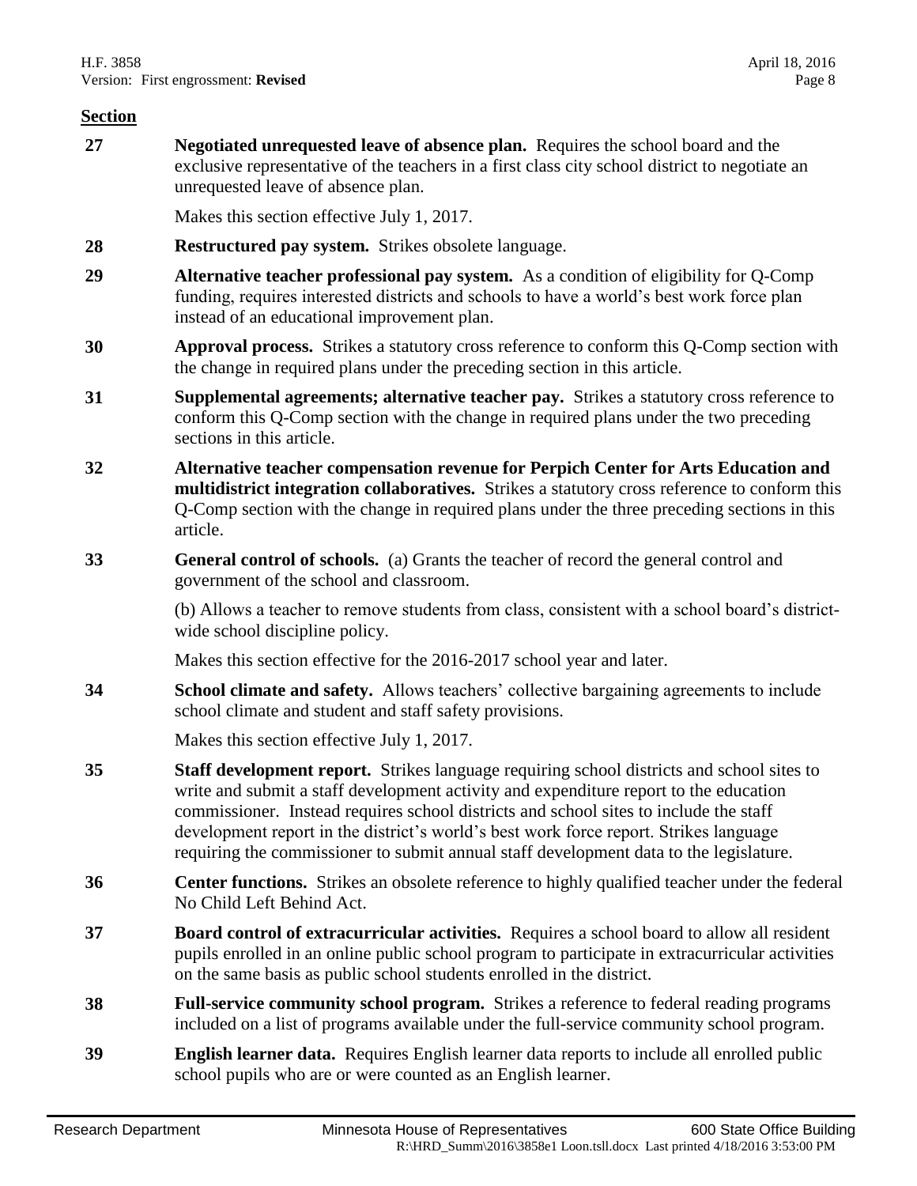**Section**

**27** **Negotiated unrequested leave of absence plan.** Requires the school board and the exclusive representative of the teachers in a first class city school district to negotiate an unrequested leave of absence plan.

Makes this section effective July 1, 2017.

**28** **Restructured pay system.** Strikes obsolete language.

**29** **Alternative teacher professional pay system.** As a condition of eligibility for Q-Comp funding, requires interested districts and schools to have a world's best work force plan instead of an educational improvement plan.

**30** **Approval process.** Strikes a statutory cross reference to conform this Q-Comp section with the change in required plans under the preceding section in this article.

**31** **Supplemental agreements; alternative teacher pay.** Strikes a statutory cross reference to conform this Q-Comp section with the change in required plans under the two preceding sections in this article.

**32** **Alternative teacher compensation revenue for Perpich Center for Arts Education and multidistrict integration collaboratives.** Strikes a statutory cross reference to conform this Q-Comp section with the change in required plans under the three preceding sections in this article.

**33** **General control of schools.** (a) Grants the teacher of record the general control and government of the school and classroom.

(b) Allows a teacher to remove students from class, consistent with a school board's district-wide school discipline policy.

Makes this section effective for the 2016-2017 school year and later.

**34** **School climate and safety.** Allows teachers' collective bargaining agreements to include school climate and student and staff safety provisions.

Makes this section effective July 1, 2017.

**35** **Staff development report.** Strikes language requiring school districts and school sites to write and submit a staff development activity and expenditure report to the education commissioner. Instead requires school districts and school sites to include the staff development report in the district's world's best work force report. Strikes language requiring the commissioner to submit annual staff development data to the legislature.

**36** **Center functions.** Strikes an obsolete reference to highly qualified teacher under the federal No Child Left Behind Act.

**37** **Board control of extracurricular activities.** Requires a school board to allow all resident pupils enrolled in an online public school program to participate in extracurricular activities on the same basis as public school students enrolled in the district.

**38** **Full-service community school program.** Strikes a reference to federal reading programs included on a list of programs available under the full-service community school program.

**39** **English learner data.** Requires English learner data reports to include all enrolled public school pupils who are or were counted as an English learner.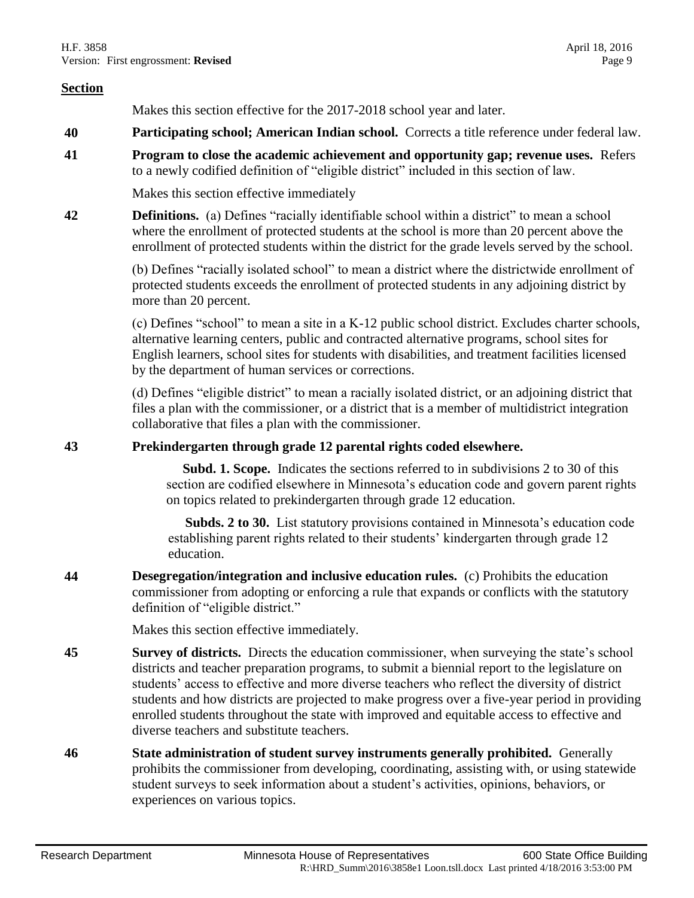**Section**

Makes this section effective for the 2017-2018 school year and later.

**40** **Participating school; American Indian school.** Corrects a title reference under federal law.

**41** **Program to close the academic achievement and opportunity gap; revenue uses.** Refers to a newly codified definition of "eligible district" included in this section of law.

Makes this section effective immediately

**42** **Definitions.** (a) Defines "racially identifiable school within a district" to mean a school where the enrollment of protected students at the school is more than 20 percent above the enrollment of protected students within the district for the grade levels served by the school.

(b) Defines "racially isolated school" to mean a district where the districtwide enrollment of protected students exceeds the enrollment of protected students in any adjoining district by more than 20 percent.

(c) Defines "school" to mean a site in a K-12 public school district. Excludes charter schools, alternative learning centers, public and contracted alternative programs, school sites for English learners, school sites for students with disabilities, and treatment facilities licensed by the department of human services or corrections.

(d) Defines "eligible district" to mean a racially isolated district, or an adjoining district that files a plan with the commissioner, or a district that is a member of multidistrict integration collaborative that files a plan with the commissioner.

**43** **Prekindergarten through grade 12 parental rights coded elsewhere.**

**Subd. 1. Scope.** Indicates the sections referred to in subdivisions 2 to 30 of this section are codified elsewhere in Minnesota's education code and govern parent rights on topics related to prekindergarten through grade 12 education.

**Subds. 2 to 30.** List statutory provisions contained in Minnesota's education code establishing parent rights related to their students' kindergarten through grade 12 education.

**44** **Desegregation/integration and inclusive education rules.** (c) Prohibits the education commissioner from adopting or enforcing a rule that expands or conflicts with the statutory definition of "eligible district."

Makes this section effective immediately.

**45** **Survey of districts.** Directs the education commissioner, when surveying the state's school districts and teacher preparation programs, to submit a biennial report to the legislature on students' access to effective and more diverse teachers who reflect the diversity of district students and how districts are projected to make progress over a five-year period in providing enrolled students throughout the state with improved and equitable access to effective and diverse teachers and substitute teachers.

**46** **State administration of student survey instruments generally prohibited.** Generally prohibits the commissioner from developing, coordinating, assisting with, or using statewide student surveys to seek information about a student's activities, opinions, behaviors, or experiences on various topics.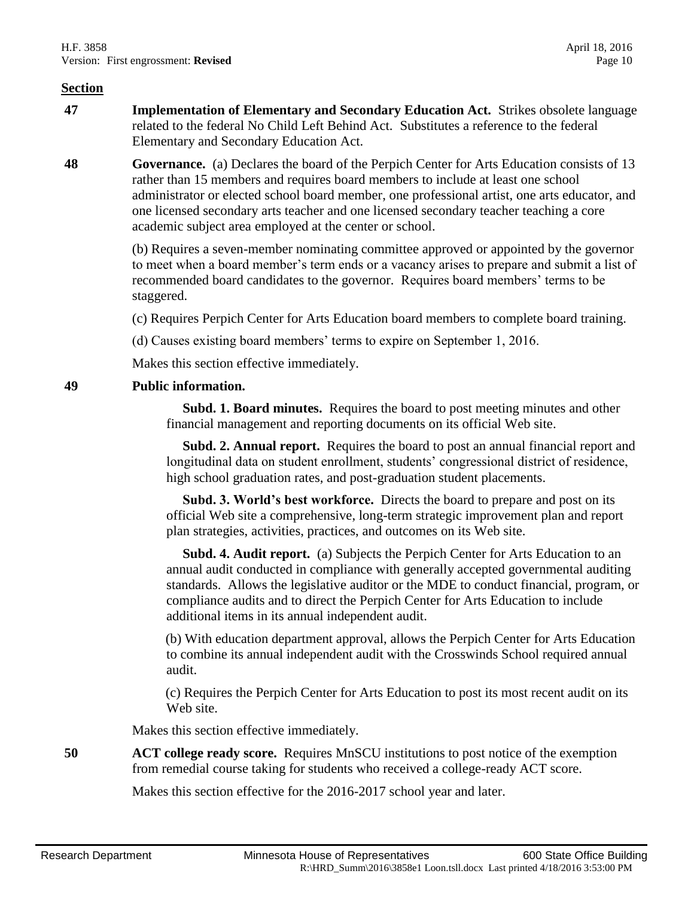**Section**

**47** **Implementation of Elementary and Secondary Education Act.** Strikes obsolete language related to the federal No Child Left Behind Act. Substitutes a reference to the federal Elementary and Secondary Education Act.

**48** **Governance.** (a) Declares the board of the Perpich Center for Arts Education consists of 13 rather than 15 members and requires board members to include at least one school administrator or elected school board member, one professional artist, one arts educator, and one licensed secondary arts teacher and one licensed secondary teacher teaching a core academic subject area employed at the center or school.

(b) Requires a seven-member nominating committee approved or appointed by the governor to meet when a board member's term ends or a vacancy arises to prepare and submit a list of recommended board candidates to the governor. Requires board members' terms to be staggered.

(c) Requires Perpich Center for Arts Education board members to complete board training.

(d) Causes existing board members' terms to expire on September 1, 2016.

Makes this section effective immediately.

**49** **Public information.**

**Subd. 1. Board minutes.** Requires the board to post meeting minutes and other financial management and reporting documents on its official Web site.

**Subd. 2. Annual report.** Requires the board to post an annual financial report and longitudinal data on student enrollment, students' congressional district of residence, high school graduation rates, and post-graduation student placements.

**Subd. 3. World's best workforce.** Directs the board to prepare and post on its official Web site a comprehensive, long-term strategic improvement plan and report plan strategies, activities, practices, and outcomes on its Web site.

**Subd. 4. Audit report.** (a) Subjects the Perpich Center for Arts Education to an annual audit conducted in compliance with generally accepted governmental auditing standards. Allows the legislative auditor or the MDE to conduct financial, program, or compliance audits and to direct the Perpich Center for Arts Education to include additional items in its annual independent audit.

(b) With education department approval, allows the Perpich Center for Arts Education to combine its annual independent audit with the Crosswinds School required annual audit.

(c) Requires the Perpich Center for Arts Education to post its most recent audit on its Web site.

Makes this section effective immediately.

**50** **ACT college ready score.** Requires MnSCU institutions to post notice of the exemption from remedial course taking for students who received a college-ready ACT score.

Makes this section effective for the 2016-2017 school year and later.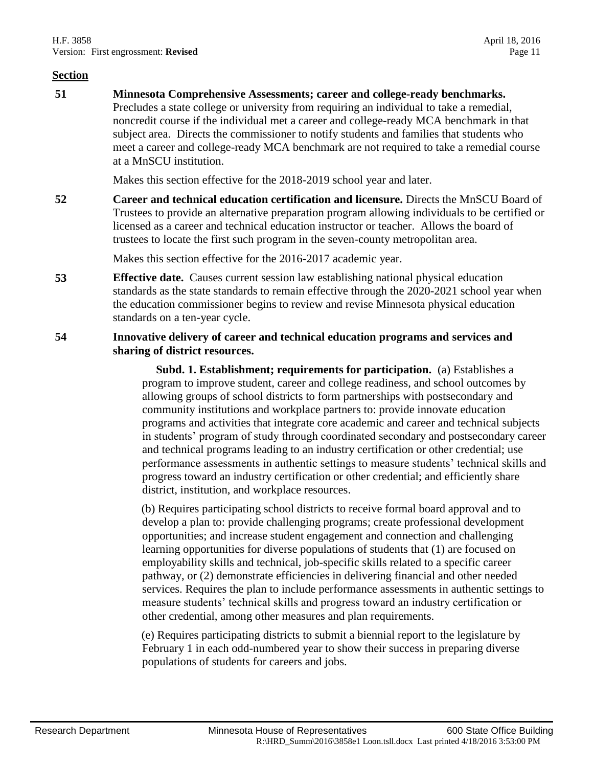**Section**

**51 Minnesota Comprehensive Assessments; career and college-ready benchmarks.** Precludes a state college or university from requiring an individual to take a remedial, noncredit course if the individual met a career and college-ready MCA benchmark in that subject area. Directs the commissioner to notify students and families that students who meet a career and college-ready MCA benchmark are not required to take a remedial course at a MnSCU institution.

Makes this section effective for the 2018-2019 school year and later.

**52 Career and technical education certification and licensure.** Directs the MnSCU Board of Trustees to provide an alternative preparation program allowing individuals to be certified or licensed as a career and technical education instructor or teacher. Allows the board of trustees to locate the first such program in the seven-county metropolitan area.

Makes this section effective for the 2016-2017 academic year.

**53 Effective date.** Causes current session law establishing national physical education standards as the state standards to remain effective through the 2020-2021 school year when the education commissioner begins to review and revise Minnesota physical education standards on a ten-year cycle.

**54 Innovative delivery of career and technical education programs and services and sharing of district resources.**

**Subd. 1. Establishment; requirements for participation.** (a) Establishes a program to improve student, career and college readiness, and school outcomes by allowing groups of school districts to form partnerships with postsecondary and community institutions and workplace partners to: provide innovate education programs and activities that integrate core academic and career and technical subjects in students' program of study through coordinated secondary and postsecondary career and technical programs leading to an industry certification or other credential; use performance assessments in authentic settings to measure students' technical skills and progress toward an industry certification or other credential; and efficiently share district, institution, and workplace resources.

(b) Requires participating school districts to receive formal board approval and to develop a plan to: provide challenging programs; create professional development opportunities; and increase student engagement and connection and challenging learning opportunities for diverse populations of students that (1) are focused on employability skills and technical, job-specific skills related to a specific career pathway, or (2) demonstrate efficiencies in delivering financial and other needed services. Requires the plan to include performance assessments in authentic settings to measure students' technical skills and progress toward an industry certification or other credential, among other measures and plan requirements.

(e) Requires participating districts to submit a biennial report to the legislature by February 1 in each odd-numbered year to show their success in preparing diverse populations of students for careers and jobs.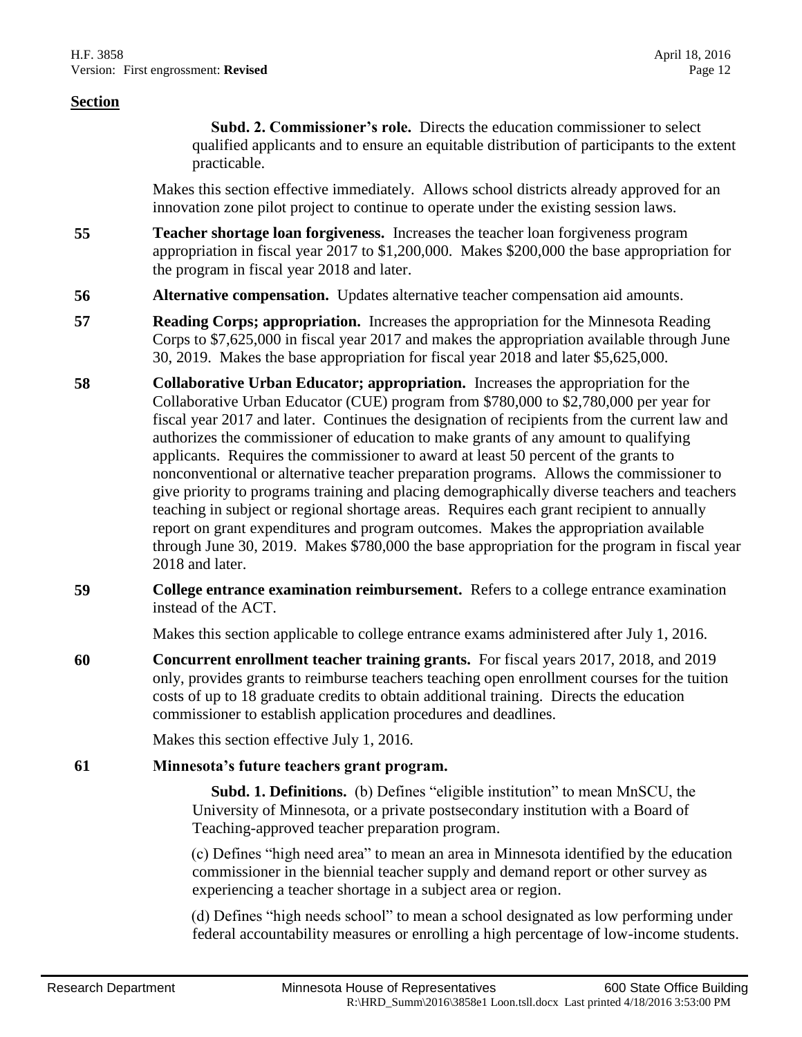**Section**

**Subd. 2. Commissioner's role.** Directs the education commissioner to select qualified applicants and to ensure an equitable distribution of participants to the extent practicable.

Makes this section effective immediately. Allows school districts already approved for an innovation zone pilot project to continue to operate under the existing session laws.

**55** **Teacher shortage loan forgiveness.** Increases the teacher loan forgiveness program appropriation in fiscal year 2017 to $1,200,000. Makes $200,000 the base appropriation for the program in fiscal year 2018 and later.

**56** **Alternative compensation.** Updates alternative teacher compensation aid amounts.

**57** **Reading Corps; appropriation.** Increases the appropriation for the Minnesota Reading Corps to $7,625,000 in fiscal year 2017 and makes the appropriation available through June 30, 2019. Makes the base appropriation for fiscal year 2018 and later $5,625,000.

**58** **Collaborative Urban Educator; appropriation.** Increases the appropriation for the Collaborative Urban Educator (CUE) program from $780,000 to $2,780,000 per year for fiscal year 2017 and later. Continues the designation of recipients from the current law and authorizes the commissioner of education to make grants of any amount to qualifying applicants. Requires the commissioner to award at least 50 percent of the grants to nonconventional or alternative teacher preparation programs. Allows the commissioner to give priority to programs training and placing demographically diverse teachers and teachers teaching in subject or regional shortage areas. Requires each grant recipient to annually report on grant expenditures and program outcomes. Makes the appropriation available through June 30, 2019. Makes $780,000 the base appropriation for the program in fiscal year 2018 and later.

**59** **College entrance examination reimbursement.** Refers to a college entrance examination instead of the ACT.

Makes this section applicable to college entrance exams administered after July 1, 2016.

**60** **Concurrent enrollment teacher training grants.** For fiscal years 2017, 2018, and 2019 only, provides grants to reimburse teachers teaching open enrollment courses for the tuition costs of up to 18 graduate credits to obtain additional training. Directs the education commissioner to establish application procedures and deadlines.

Makes this section effective July 1, 2016.

**61** **Minnesota's future teachers grant program.**

**Subd. 1. Definitions.** (b) Defines "eligible institution" to mean MnSCU, the University of Minnesota, or a private postsecondary institution with a Board of Teaching-approved teacher preparation program.

(c) Defines "high need area" to mean an area in Minnesota identified by the education commissioner in the biennial teacher supply and demand report or other survey as experiencing a teacher shortage in a subject area or region.

(d) Defines "high needs school" to mean a school designated as low performing under federal accountability measures or enrolling a high percentage of low-income students.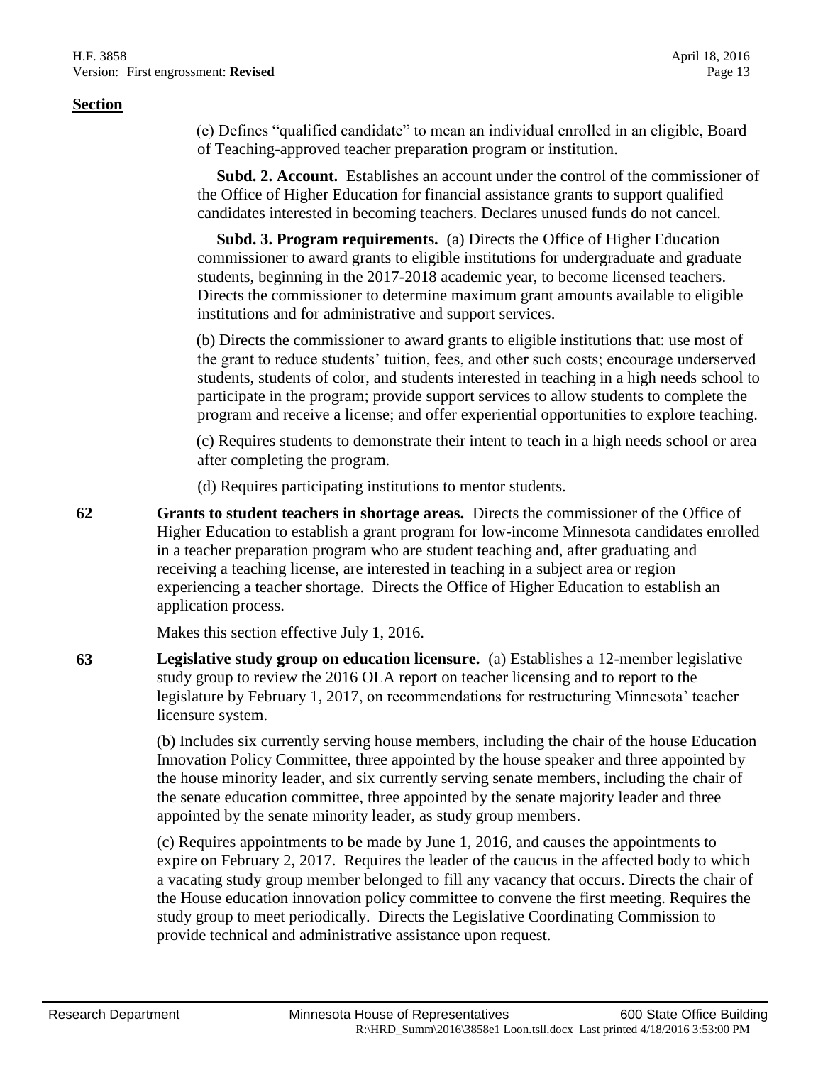**Section**

(e) Defines "qualified candidate" to mean an individual enrolled in an eligible, Board of Teaching-approved teacher preparation program or institution.

**Subd. 2. Account.** Establishes an account under the control of the commissioner of the Office of Higher Education for financial assistance grants to support qualified candidates interested in becoming teachers. Declares unused funds do not cancel.

**Subd. 3. Program requirements.** (a) Directs the Office of Higher Education commissioner to award grants to eligible institutions for undergraduate and graduate students, beginning in the 2017-2018 academic year, to become licensed teachers. Directs the commissioner to determine maximum grant amounts available to eligible institutions and for administrative and support services.

(b) Directs the commissioner to award grants to eligible institutions that: use most of the grant to reduce students' tuition, fees, and other such costs; encourage underserved students, students of color, and students interested in teaching in a high needs school to participate in the program; provide support services to allow students to complete the program and receive a license; and offer experiential opportunities to explore teaching.

(c) Requires students to demonstrate their intent to teach in a high needs school or area after completing the program.

(d) Requires participating institutions to mentor students.

**62** **Grants to student teachers in shortage areas.** Directs the commissioner of the Office of Higher Education to establish a grant program for low-income Minnesota candidates enrolled in a teacher preparation program who are student teaching and, after graduating and receiving a teaching license, are interested in teaching in a subject area or region experiencing a teacher shortage. Directs the Office of Higher Education to establish an application process.

Makes this section effective July 1, 2016.

**63** **Legislative study group on education licensure.** (a) Establishes a 12-member legislative study group to review the 2016 OLA report on teacher licensing and to report to the legislature by February 1, 2017, on recommendations for restructuring Minnesota' teacher licensure system.

(b) Includes six currently serving house members, including the chair of the house Education Innovation Policy Committee, three appointed by the house speaker and three appointed by the house minority leader, and six currently serving senate members, including the chair of the senate education committee, three appointed by the senate majority leader and three appointed by the senate minority leader, as study group members.

(c) Requires appointments to be made by June 1, 2016, and causes the appointments to expire on February 2, 2017. Requires the leader of the caucus in the affected body to which a vacating study group member belonged to fill any vacancy that occurs. Directs the chair of the House education innovation policy committee to convene the first meeting. Requires the study group to meet periodically. Directs the Legislative Coordinating Commission to provide technical and administrative assistance upon request.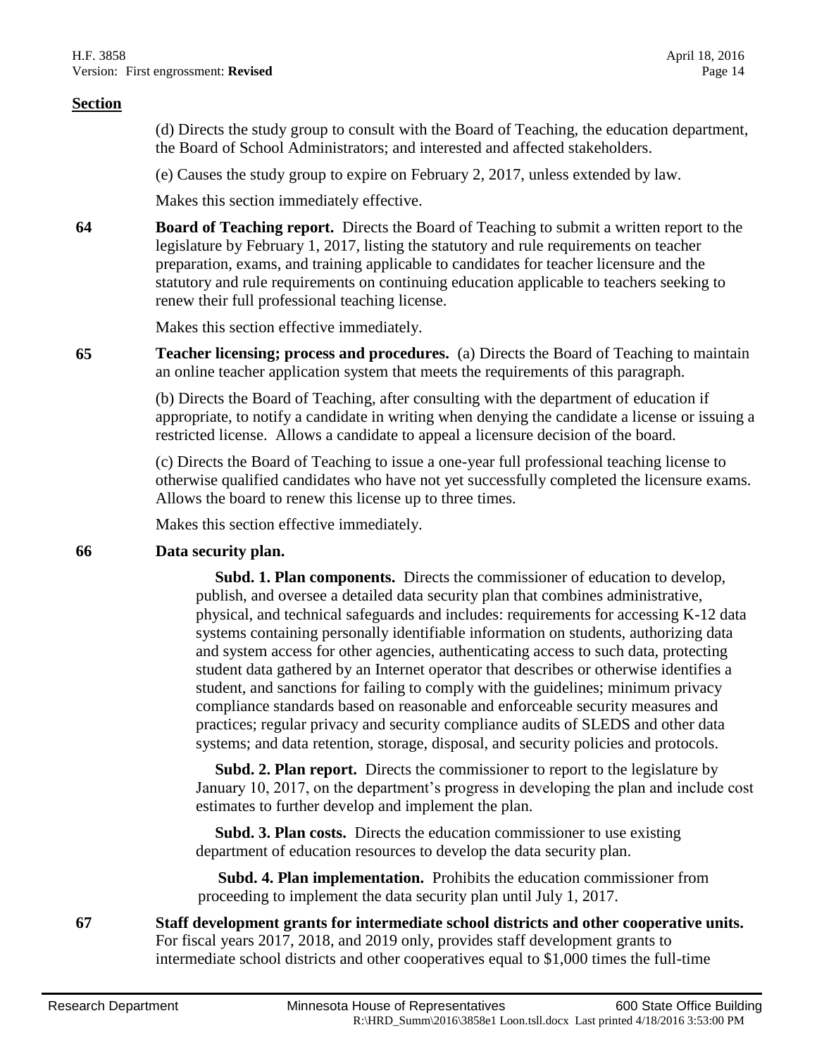**Section**

(d) Directs the study group to consult with the Board of Teaching, the education department, the Board of School Administrators; and interested and affected stakeholders.

(e) Causes the study group to expire on February 2, 2017, unless extended by law.

Makes this section immediately effective.

**64** **Board of Teaching report.** Directs the Board of Teaching to submit a written report to the legislature by February 1, 2017, listing the statutory and rule requirements on teacher preparation, exams, and training applicable to candidates for teacher licensure and the statutory and rule requirements on continuing education applicable to teachers seeking to renew their full professional teaching license.

Makes this section effective immediately.

**65** **Teacher licensing; process and procedures.** (a) Directs the Board of Teaching to maintain an online teacher application system that meets the requirements of this paragraph.

(b) Directs the Board of Teaching, after consulting with the department of education if appropriate, to notify a candidate in writing when denying the candidate a license or issuing a restricted license. Allows a candidate to appeal a licensure decision of the board.

(c) Directs the Board of Teaching to issue a one-year full professional teaching license to otherwise qualified candidates who have not yet successfully completed the licensure exams. Allows the board to renew this license up to three times.

Makes this section effective immediately.

**66** **Data security plan.**

**Subd. 1. Plan components.** Directs the commissioner of education to develop, publish, and oversee a detailed data security plan that combines administrative, physical, and technical safeguards and includes: requirements for accessing K-12 data systems containing personally identifiable information on students, authorizing data and system access for other agencies, authenticating access to such data, protecting student data gathered by an Internet operator that describes or otherwise identifies a student, and sanctions for failing to comply with the guidelines; minimum privacy compliance standards based on reasonable and enforceable security measures and practices; regular privacy and security compliance audits of SLEDS and other data systems; and data retention, storage, disposal, and security policies and protocols.

**Subd. 2. Plan report.** Directs the commissioner to report to the legislature by January 10, 2017, on the department's progress in developing the plan and include cost estimates to further develop and implement the plan.

**Subd. 3. Plan costs.** Directs the education commissioner to use existing department of education resources to develop the data security plan.

**Subd. 4. Plan implementation.** Prohibits the education commissioner from proceeding to implement the data security plan until July 1, 2017.

**67** **Staff development grants for intermediate school districts and other cooperative units.** For fiscal years 2017, 2018, and 2019 only, provides staff development grants to intermediate school districts and other cooperatives equal to $1,000 times the full-time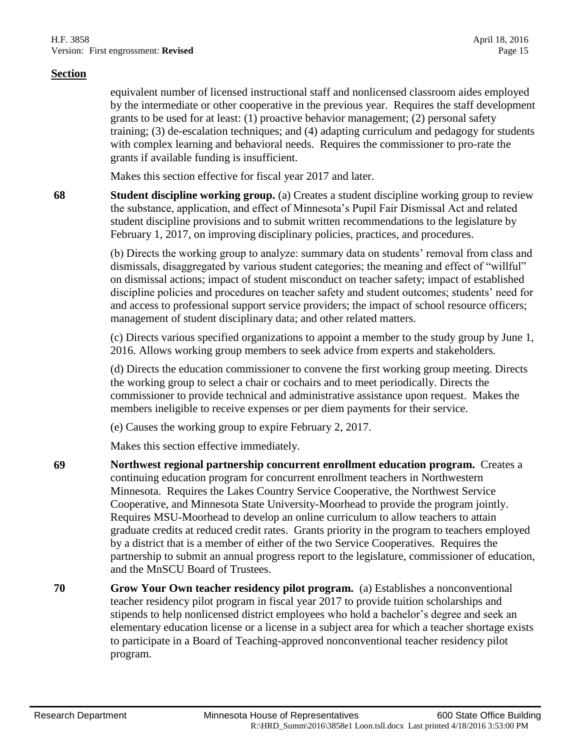**Section**

equivalent number of licensed instructional staff and nonlicensed classroom aides employed by the intermediate or other cooperative in the previous year. Requires the staff development grants to be used for at least: (1) proactive behavior management; (2) personal safety training; (3) de-escalation techniques; and (4) adapting curriculum and pedagogy for students with complex learning and behavioral needs. Requires the commissioner to pro-rate the grants if available funding is insufficient.

Makes this section effective for fiscal year 2017 and later.

**68** **Student discipline working group.** (a) Creates a student discipline working group to review the substance, application, and effect of Minnesota's Pupil Fair Dismissal Act and related student discipline provisions and to submit written recommendations to the legislature by February 1, 2017, on improving disciplinary policies, practices, and procedures.

(b) Directs the working group to analyze: summary data on students' removal from class and dismissals, disaggregated by various student categories; the meaning and effect of "willful" on dismissal actions; impact of student misconduct on teacher safety; impact of established discipline policies and procedures on teacher safety and student outcomes; students' need for and access to professional support service providers; the impact of school resource officers; management of student disciplinary data; and other related matters.

(c) Directs various specified organizations to appoint a member to the study group by June 1, 2016. Allows working group members to seek advice from experts and stakeholders.

(d) Directs the education commissioner to convene the first working group meeting. Directs the working group to select a chair or cochairs and to meet periodically. Directs the commissioner to provide technical and administrative assistance upon request. Makes the members ineligible to receive expenses or per diem payments for their service.

(e) Causes the working group to expire February 2, 2017.

Makes this section effective immediately.

**69** **Northwest regional partnership concurrent enrollment education program.** Creates a continuing education program for concurrent enrollment teachers in Northwestern Minnesota. Requires the Lakes Country Service Cooperative, the Northwest Service Cooperative, and Minnesota State University-Moorhead to provide the program jointly. Requires MSU-Moorhead to develop an online curriculum to allow teachers to attain graduate credits at reduced credit rates. Grants priority in the program to teachers employed by a district that is a member of either of the two Service Cooperatives. Requires the partnership to submit an annual progress report to the legislature, commissioner of education, and the MnSCU Board of Trustees.

**70** **Grow Your Own teacher residency pilot program.** (a) Establishes a nonconventional teacher residency pilot program in fiscal year 2017 to provide tuition scholarships and stipends to help nonlicensed district employees who hold a bachelor's degree and seek an elementary education license or a license in a subject area for which a teacher shortage exists to participate in a Board of Teaching-approved nonconventional teacher residency pilot program.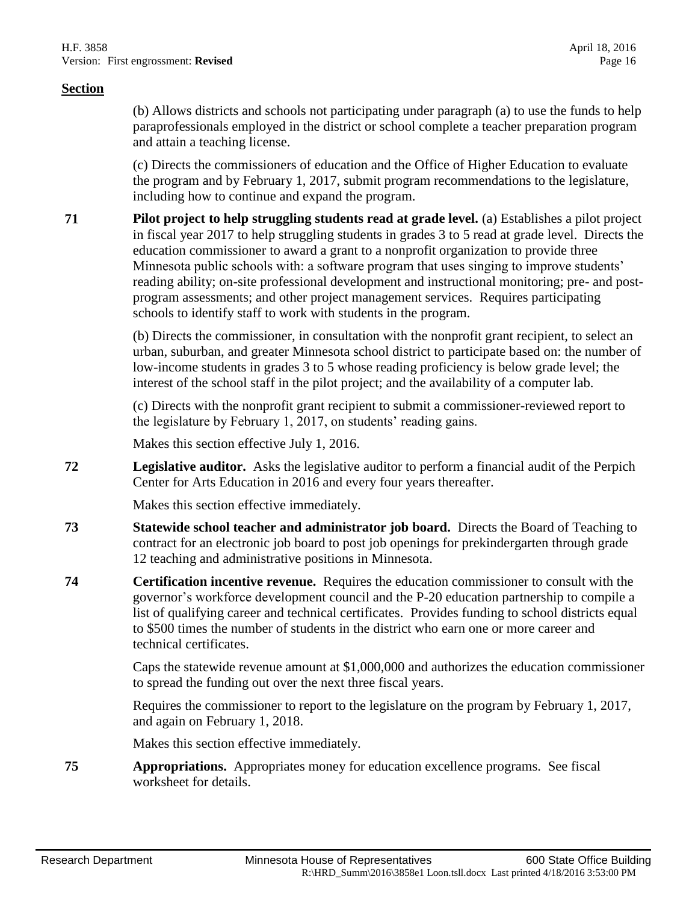**Section**

(b) Allows districts and schools not participating under paragraph (a) to use the funds to help paraprofessionals employed in the district or school complete a teacher preparation program and attain a teaching license.

(c) Directs the commissioners of education and the Office of Higher Education to evaluate the program and by February 1, 2017, submit program recommendations to the legislature, including how to continue and expand the program.

**71** **Pilot project to help struggling students read at grade level.** (a) Establishes a pilot project in fiscal year 2017 to help struggling students in grades 3 to 5 read at grade level. Directs the education commissioner to award a grant to a nonprofit organization to provide three Minnesota public schools with: a software program that uses singing to improve students' reading ability; on-site professional development and instructional monitoring; pre- and post-program assessments; and other project management services. Requires participating schools to identify staff to work with students in the program.

(b) Directs the commissioner, in consultation with the nonprofit grant recipient, to select an urban, suburban, and greater Minnesota school district to participate based on: the number of low-income students in grades 3 to 5 whose reading proficiency is below grade level; the interest of the school staff in the pilot project; and the availability of a computer lab.

(c) Directs with the nonprofit grant recipient to submit a commissioner-reviewed report to the legislature by February 1, 2017, on students' reading gains.

Makes this section effective July 1, 2016.

**72** **Legislative auditor.** Asks the legislative auditor to perform a financial audit of the Perpich Center for Arts Education in 2016 and every four years thereafter.

Makes this section effective immediately.

**73** **Statewide school teacher and administrator job board.** Directs the Board of Teaching to contract for an electronic job board to post job openings for prekindergarten through grade 12 teaching and administrative positions in Minnesota.

**74** **Certification incentive revenue.** Requires the education commissioner to consult with the governor's workforce development council and the P-20 education partnership to compile a list of qualifying career and technical certificates. Provides funding to school districts equal to $500 times the number of students in the district who earn one or more career and technical certificates.

Caps the statewide revenue amount at $1,000,000 and authorizes the education commissioner to spread the funding out over the next three fiscal years.

Requires the commissioner to report to the legislature on the program by February 1, 2017, and again on February 1, 2018.

Makes this section effective immediately.

**75** **Appropriations.** Appropriates money for education excellence programs. See fiscal worksheet for details.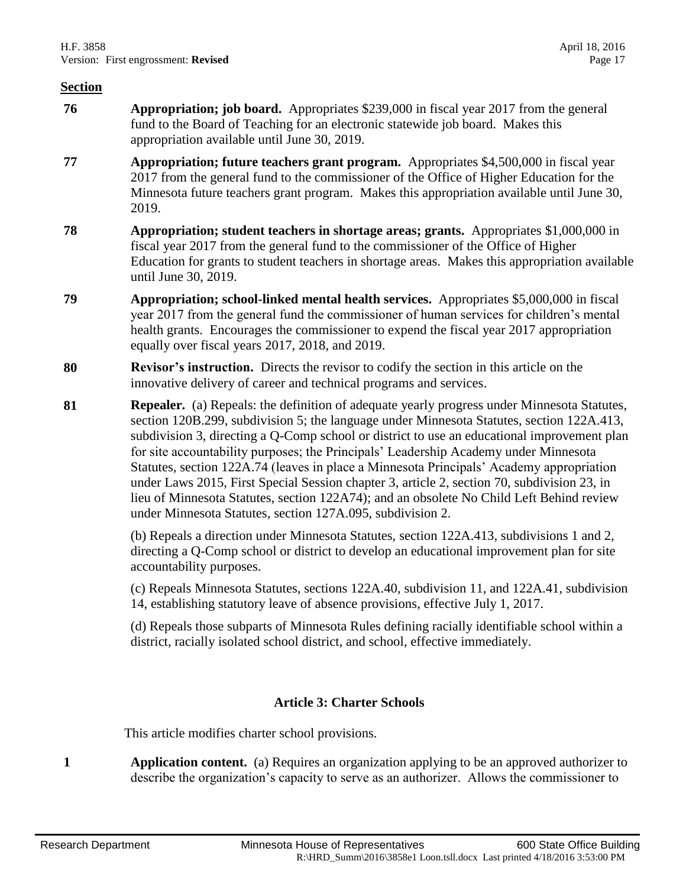**Section**

**76** **Appropriation; job board.** Appropriates $239,000 in fiscal year 2017 from the general fund to the Board of Teaching for an electronic statewide job board. Makes this appropriation available until June 30, 2019.

**77** **Appropriation; future teachers grant program.** Appropriates $4,500,000 in fiscal year 2017 from the general fund to the commissioner of the Office of Higher Education for the Minnesota future teachers grant program. Makes this appropriation available until June 30, 2019.

**78** **Appropriation; student teachers in shortage areas; grants.** Appropriates $1,000,000 in fiscal year 2017 from the general fund to the commissioner of the Office of Higher Education for grants to student teachers in shortage areas. Makes this appropriation available until June 30, 2019.

**79** **Appropriation; school-linked mental health services.** Appropriates $5,000,000 in fiscal year 2017 from the general fund the commissioner of human services for children's mental health grants. Encourages the commissioner to expend the fiscal year 2017 appropriation equally over fiscal years 2017, 2018, and 2019.

**80** **Revisor's instruction.** Directs the revisor to codify the section in this article on the innovative delivery of career and technical programs and services.

**81** **Repealer.** (a) Repeals: the definition of adequate yearly progress under Minnesota Statutes, section 120B.299, subdivision 5; the language under Minnesota Statutes, section 122A.413, subdivision 3, directing a Q-Comp school or district to use an educational improvement plan for site accountability purposes; the Principals' Leadership Academy under Minnesota Statutes, section 122A.74 (leaves in place a Minnesota Principals' Academy appropriation under Laws 2015, First Special Session chapter 3, article 2, section 70, subdivision 23, in lieu of Minnesota Statutes, section 122A74); and an obsolete No Child Left Behind review under Minnesota Statutes, section 127A.095, subdivision 2.

(b) Repeals a direction under Minnesota Statutes, section 122A.413, subdivisions 1 and 2, directing a Q-Comp school or district to develop an educational improvement plan for site accountability purposes.

(c) Repeals Minnesota Statutes, sections 122A.40, subdivision 11, and 122A.41, subdivision 14, establishing statutory leave of absence provisions, effective July 1, 2017.

(d) Repeals those subparts of Minnesota Rules defining racially identifiable school within a district, racially isolated school district, and school, effective immediately.

## Article 3: Charter Schools

This article modifies charter school provisions.

**1** **Application content.** (a) Requires an organization applying to be an approved authorizer to describe the organization's capacity to serve as an authorizer. Allows the commissioner to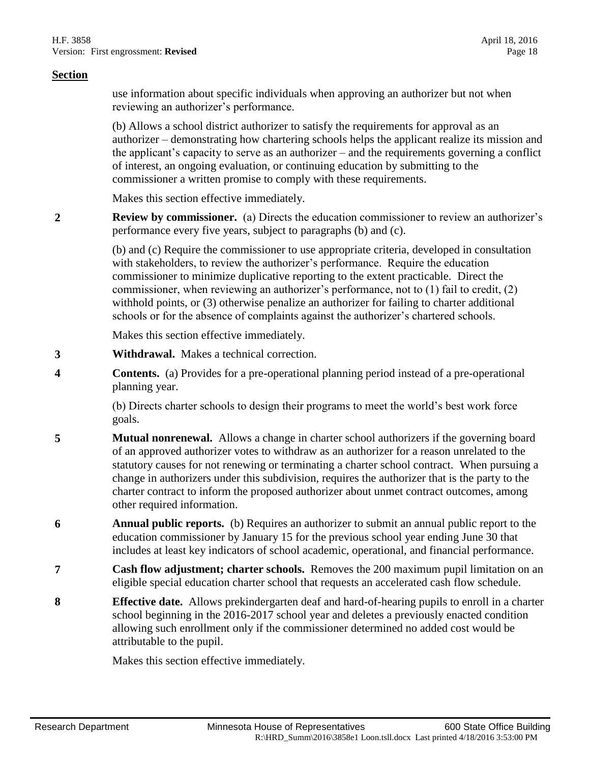**Section**

use information about specific individuals when approving an authorizer but not when reviewing an authorizer's performance.

(b) Allows a school district authorizer to satisfy the requirements for approval as an authorizer – demonstrating how chartering schools helps the applicant realize its mission and the applicant's capacity to serve as an authorizer – and the requirements governing a conflict of interest, an ongoing evaluation, or continuing education by submitting to the commissioner a written promise to comply with these requirements.

Makes this section effective immediately.

**2** **Review by commissioner.** (a) Directs the education commissioner to review an authorizer's performance every five years, subject to paragraphs (b) and (c).

(b) and (c) Require the commissioner to use appropriate criteria, developed in consultation with stakeholders, to review the authorizer's performance. Require the education commissioner to minimize duplicative reporting to the extent practicable. Direct the commissioner, when reviewing an authorizer's performance, not to (1) fail to credit, (2) withhold points, or (3) otherwise penalize an authorizer for failing to charter additional schools or for the absence of complaints against the authorizer's chartered schools.

Makes this section effective immediately.

**3** **Withdrawal.** Makes a technical correction.

**4** **Contents.** (a) Provides for a pre-operational planning period instead of a pre-operational planning year.

(b) Directs charter schools to design their programs to meet the world's best work force goals.

**5** **Mutual nonrenewal.** Allows a change in charter school authorizers if the governing board of an approved authorizer votes to withdraw as an authorizer for a reason unrelated to the statutory causes for not renewing or terminating a charter school contract. When pursuing a change in authorizers under this subdivision, requires the authorizer that is the party to the charter contract to inform the proposed authorizer about unmet contract outcomes, among other required information.

**6** **Annual public reports.** (b) Requires an authorizer to submit an annual public report to the education commissioner by January 15 for the previous school year ending June 30 that includes at least key indicators of school academic, operational, and financial performance.

**7** **Cash flow adjustment; charter schools.** Removes the 200 maximum pupil limitation on an eligible special education charter school that requests an accelerated cash flow schedule.

**8** **Effective date.** Allows prekindergarten deaf and hard-of-hearing pupils to enroll in a charter school beginning in the 2016-2017 school year and deletes a previously enacted condition allowing such enrollment only if the commissioner determined no added cost would be attributable to the pupil.

Makes this section effective immediately.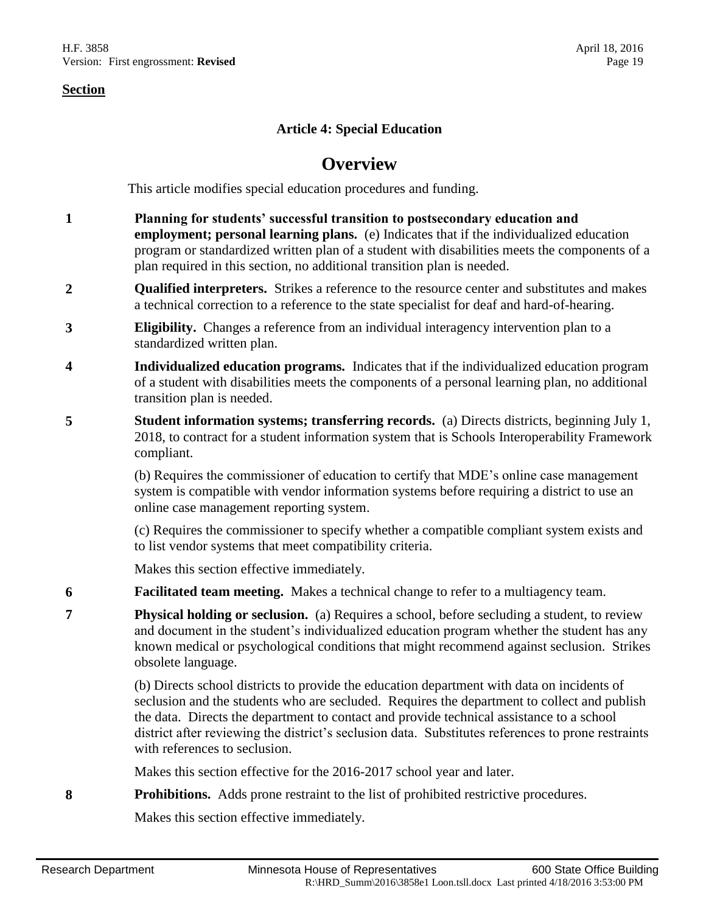**Section**

### Article 4: Special Education

## Overview

This article modifies special education procedures and funding.

**1** **Planning for students' successful transition to postsecondary education and employment; personal learning plans.** (e) Indicates that if the individualized education program or standardized written plan of a student with disabilities meets the components of a plan required in this section, no additional transition plan is needed.

**2** **Qualified interpreters.** Strikes a reference to the resource center and substitutes and makes a technical correction to a reference to the state specialist for deaf and hard-of-hearing.

**3** **Eligibility.** Changes a reference from an individual interagency intervention plan to a standardized written plan.

**4** **Individualized education programs.** Indicates that if the individualized education program of a student with disabilities meets the components of a personal learning plan, no additional transition plan is needed.

**5** **Student information systems; transferring records.** (a) Directs districts, beginning July 1, 2018, to contract for a student information system that is Schools Interoperability Framework compliant.

(b) Requires the commissioner of education to certify that MDE's online case management system is compatible with vendor information systems before requiring a district to use an online case management reporting system.

(c) Requires the commissioner to specify whether a compatible compliant system exists and to list vendor systems that meet compatibility criteria.

Makes this section effective immediately.

**6** **Facilitated team meeting.** Makes a technical change to refer to a multiagency team.

**7** **Physical holding or seclusion.** (a) Requires a school, before secluding a student, to review and document in the student's individualized education program whether the student has any known medical or psychological conditions that might recommend against seclusion. Strikes obsolete language.

(b) Directs school districts to provide the education department with data on incidents of seclusion and the students who are secluded. Requires the department to collect and publish the data. Directs the department to contact and provide technical assistance to a school district after reviewing the district's seclusion data. Substitutes references to prone restraints with references to seclusion.

Makes this section effective for the 2016-2017 school year and later.

**8** **Prohibitions.** Adds prone restraint to the list of prohibited restrictive procedures.

Makes this section effective immediately.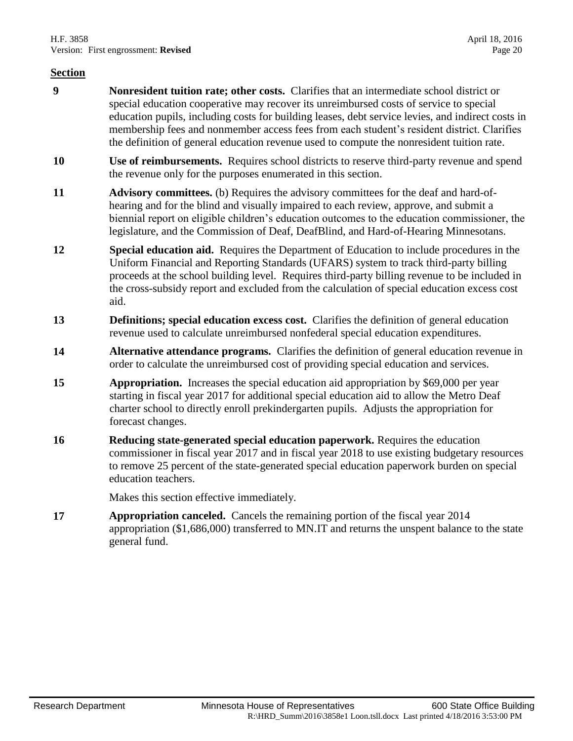**Section**

| | |
|---|---|
| **9** | **Nonresident tuition rate; other costs.** Clarifies that an intermediate school district or special education cooperative may recover its unreimbursed costs of service to special education pupils, including costs for building leases, debt service levies, and indirect costs in membership fees and nonmember access fees from each student's resident district. Clarifies the definition of general education revenue used to compute the nonresident tuition rate. |
| **10** | **Use of reimbursements.** Requires school districts to reserve third-party revenue and spend the revenue only for the purposes enumerated in this section. |
| **11** | **Advisory committees.** (b) Requires the advisory committees for the deaf and hard-of-hearing and for the blind and visually impaired to each review, approve, and submit a biennial report on eligible children's education outcomes to the education commissioner, the legislature, and the Commission of Deaf, DeafBlind, and Hard-of-Hearing Minnesotans. |
| **12** | **Special education aid.** Requires the Department of Education to include procedures in the Uniform Financial and Reporting Standards (UFARS) system to track third-party billing proceeds at the school building level. Requires third-party billing revenue to be included in the cross-subsidy report and excluded from the calculation of special education excess cost aid. |
| **13** | **Definitions; special education excess cost.** Clarifies the definition of general education revenue used to calculate unreimbursed nonfederal special education expenditures. |
| **14** | **Alternative attendance programs.** Clarifies the definition of general education revenue in order to calculate the unreimbursed cost of providing special education and services. |
| **15** | **Appropriation.** Increases the special education aid appropriation by $69,000 per year starting in fiscal year 2017 for additional special education aid to allow the Metro Deaf charter school to directly enroll prekindergarten pupils. Adjusts the appropriation for forecast changes. |
| **16** | **Reducing state-generated special education paperwork.** Requires the education commissioner in fiscal year 2017 and in fiscal year 2018 to use existing budgetary resources to remove 25 percent of the state-generated special education paperwork burden on special education teachers.<br><br>Makes this section effective immediately. |
| **17** | **Appropriation canceled.** Cancels the remaining portion of the fiscal year 2014 appropriation ($1,686,000) transferred to MN.IT and returns the unspent balance to the state general fund. |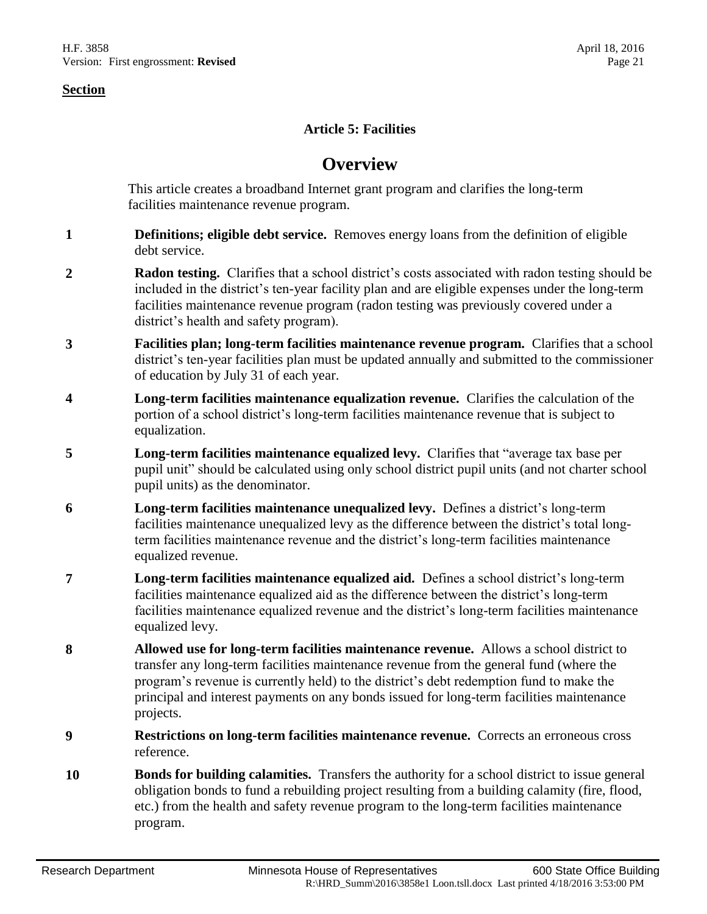**Section**

### Article 5: Facilities

## Overview

This article creates a broadband Internet grant program and clarifies the long-term facilities maintenance revenue program.

**1** **Definitions; eligible debt service.** Removes energy loans from the definition of eligible debt service.

**2** **Radon testing.** Clarifies that a school district's costs associated with radon testing should be included in the district's ten-year facility plan and are eligible expenses under the long-term facilities maintenance revenue program (radon testing was previously covered under a district's health and safety program).

**3** **Facilities plan; long-term facilities maintenance revenue program.** Clarifies that a school district's ten-year facilities plan must be updated annually and submitted to the commissioner of education by July 31 of each year.

**4** **Long-term facilities maintenance equalization revenue.** Clarifies the calculation of the portion of a school district's long-term facilities maintenance revenue that is subject to equalization.

**5** **Long-term facilities maintenance equalized levy.** Clarifies that "average tax base per pupil unit" should be calculated using only school district pupil units (and not charter school pupil units) as the denominator.

**6** **Long-term facilities maintenance unequalized levy.** Defines a district's long-term facilities maintenance unequalized levy as the difference between the district's total long-term facilities maintenance revenue and the district's long-term facilities maintenance equalized revenue.

**7** **Long-term facilities maintenance equalized aid.** Defines a school district's long-term facilities maintenance equalized aid as the difference between the district's long-term facilities maintenance equalized revenue and the district's long-term facilities maintenance equalized levy.

**8** **Allowed use for long-term facilities maintenance revenue.** Allows a school district to transfer any long-term facilities maintenance revenue from the general fund (where the program's revenue is currently held) to the district's debt redemption fund to make the principal and interest payments on any bonds issued for long-term facilities maintenance projects.

**9** **Restrictions on long-term facilities maintenance revenue.** Corrects an erroneous cross reference.

**10** **Bonds for building calamities.** Transfers the authority for a school district to issue general obligation bonds to fund a rebuilding project resulting from a building calamity (fire, flood, etc.) from the health and safety revenue program to the long-term facilities maintenance program.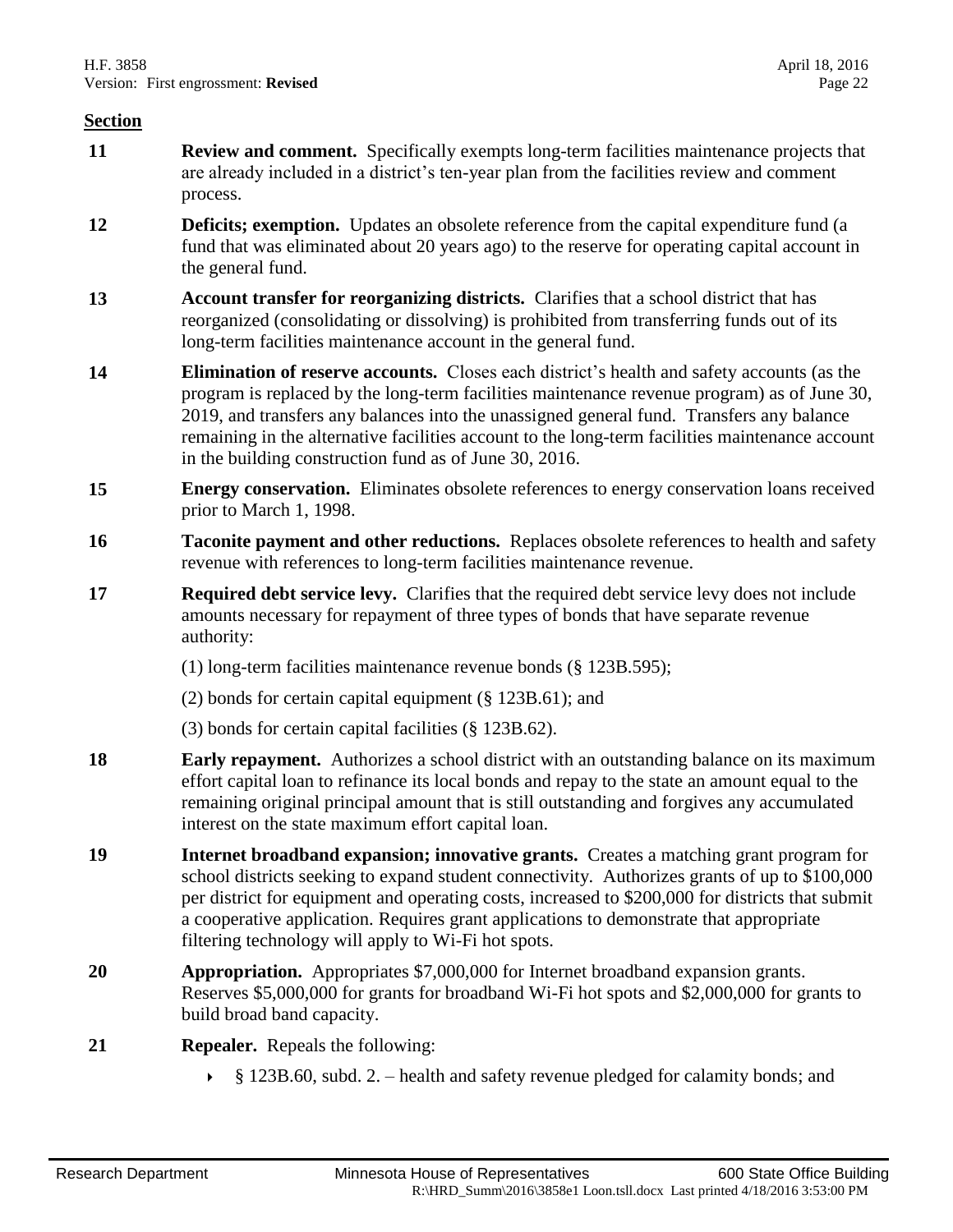**Section**

**11** **Review and comment.** Specifically exempts long-term facilities maintenance projects that are already included in a district's ten-year plan from the facilities review and comment process.

**12** **Deficits; exemption.** Updates an obsolete reference from the capital expenditure fund (a fund that was eliminated about 20 years ago) to the reserve for operating capital account in the general fund.

**13** **Account transfer for reorganizing districts.** Clarifies that a school district that has reorganized (consolidating or dissolving) is prohibited from transferring funds out of its long-term facilities maintenance account in the general fund.

**14** **Elimination of reserve accounts.** Closes each district's health and safety accounts (as the program is replaced by the long-term facilities maintenance revenue program) as of June 30, 2019, and transfers any balances into the unassigned general fund. Transfers any balance remaining in the alternative facilities account to the long-term facilities maintenance account in the building construction fund as of June 30, 2016.

**15** **Energy conservation.** Eliminates obsolete references to energy conservation loans received prior to March 1, 1998.

**16** **Taconite payment and other reductions.** Replaces obsolete references to health and safety revenue with references to long-term facilities maintenance revenue.

**17** **Required debt service levy.** Clarifies that the required debt service levy does not include amounts necessary for repayment of three types of bonds that have separate revenue authority:

(1) long-term facilities maintenance revenue bonds (§ 123B.595);

(2) bonds for certain capital equipment (§ 123B.61); and

(3) bonds for certain capital facilities (§ 123B.62).

**18** **Early repayment.** Authorizes a school district with an outstanding balance on its maximum effort capital loan to refinance its local bonds and repay to the state an amount equal to the remaining original principal amount that is still outstanding and forgives any accumulated interest on the state maximum effort capital loan.

**19** **Internet broadband expansion; innovative grants.** Creates a matching grant program for school districts seeking to expand student connectivity. Authorizes grants of up to $100,000 per district for equipment and operating costs, increased to $200,000 for districts that submit a cooperative application. Requires grant applications to demonstrate that appropriate filtering technology will apply to Wi-Fi hot spots.

**20** **Appropriation.** Appropriates $7,000,000 for Internet broadband expansion grants. Reserves $5,000,000 for grants for broadband Wi-Fi hot spots and $2,000,000 for grants to build broad band capacity.

**21** **Repealer.** Repeals the following:

- § 123B.60, subd. 2. – health and safety revenue pledged for calamity bonds; and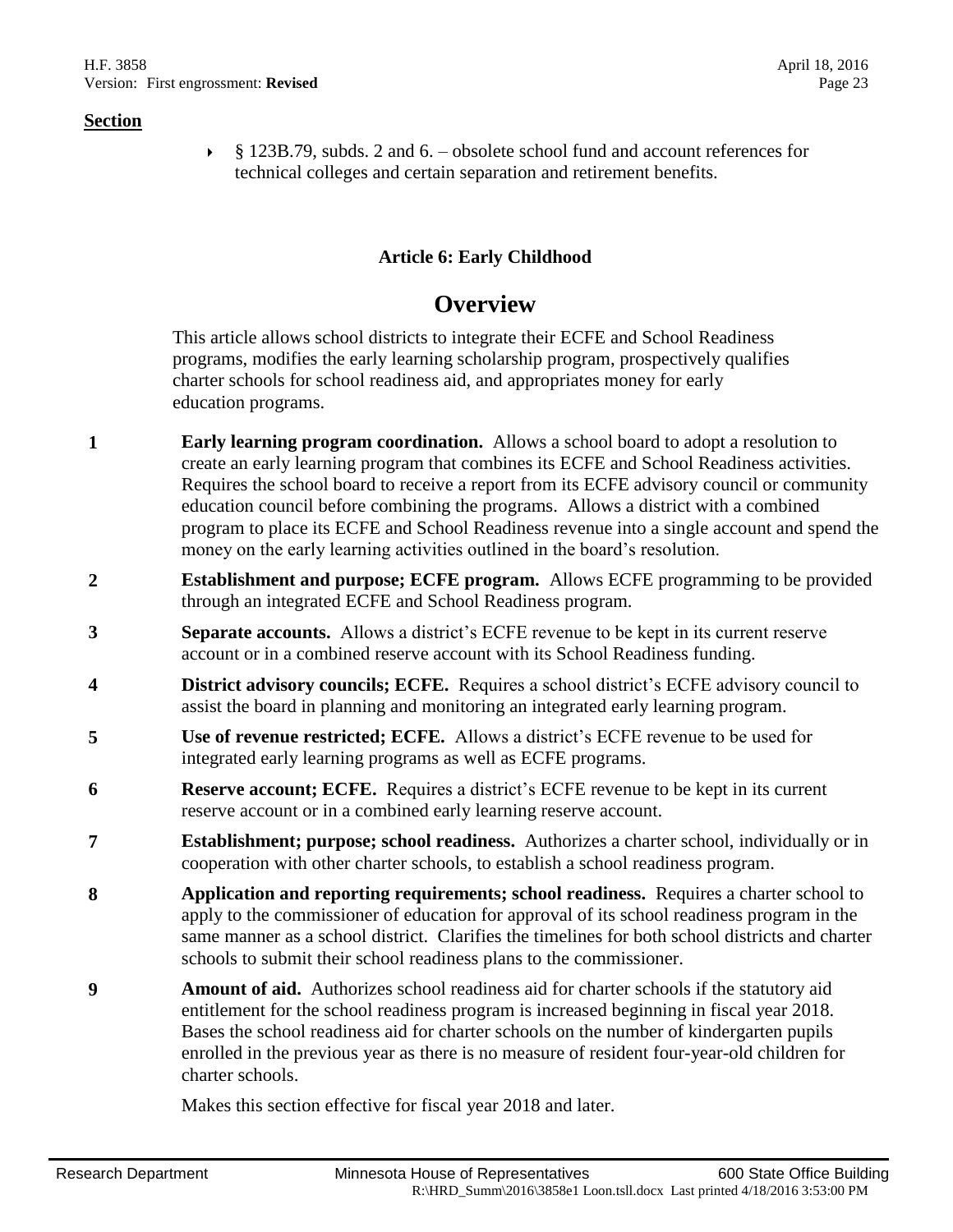**Section**

- § 123B.79, subds. 2 and 6. – obsolete school fund and account references for technical colleges and certain separation and retirement benefits.

### Article 6: Early Childhood

## Overview

This article allows school districts to integrate their ECFE and School Readiness programs, modifies the early learning scholarship program, prospectively qualifies charter schools for school readiness aid, and appropriates money for early education programs.

**1** **Early learning program coordination.** Allows a school board to adopt a resolution to create an early learning program that combines its ECFE and School Readiness activities. Requires the school board to receive a report from its ECFE advisory council or community education council before combining the programs. Allows a district with a combined program to place its ECFE and School Readiness revenue into a single account and spend the money on the early learning activities outlined in the board's resolution.

**2** **Establishment and purpose; ECFE program.** Allows ECFE programming to be provided through an integrated ECFE and School Readiness program.

**3** **Separate accounts.** Allows a district's ECFE revenue to be kept in its current reserve account or in a combined reserve account with its School Readiness funding.

**4** **District advisory councils; ECFE.** Requires a school district's ECFE advisory council to assist the board in planning and monitoring an integrated early learning program.

**5** **Use of revenue restricted; ECFE.** Allows a district's ECFE revenue to be used for integrated early learning programs as well as ECFE programs.

**6** **Reserve account; ECFE.** Requires a district's ECFE revenue to be kept in its current reserve account or in a combined early learning reserve account.

**7** **Establishment; purpose; school readiness.** Authorizes a charter school, individually or in cooperation with other charter schools, to establish a school readiness program.

**8** **Application and reporting requirements; school readiness.** Requires a charter school to apply to the commissioner of education for approval of its school readiness program in the same manner as a school district. Clarifies the timelines for both school districts and charter schools to submit their school readiness plans to the commissioner.

**9** **Amount of aid.** Authorizes school readiness aid for charter schools if the statutory aid entitlement for the school readiness program is increased beginning in fiscal year 2018. Bases the school readiness aid for charter schools on the number of kindergarten pupils enrolled in the previous year as there is no measure of resident four-year-old children for charter schools.

Makes this section effective for fiscal year 2018 and later.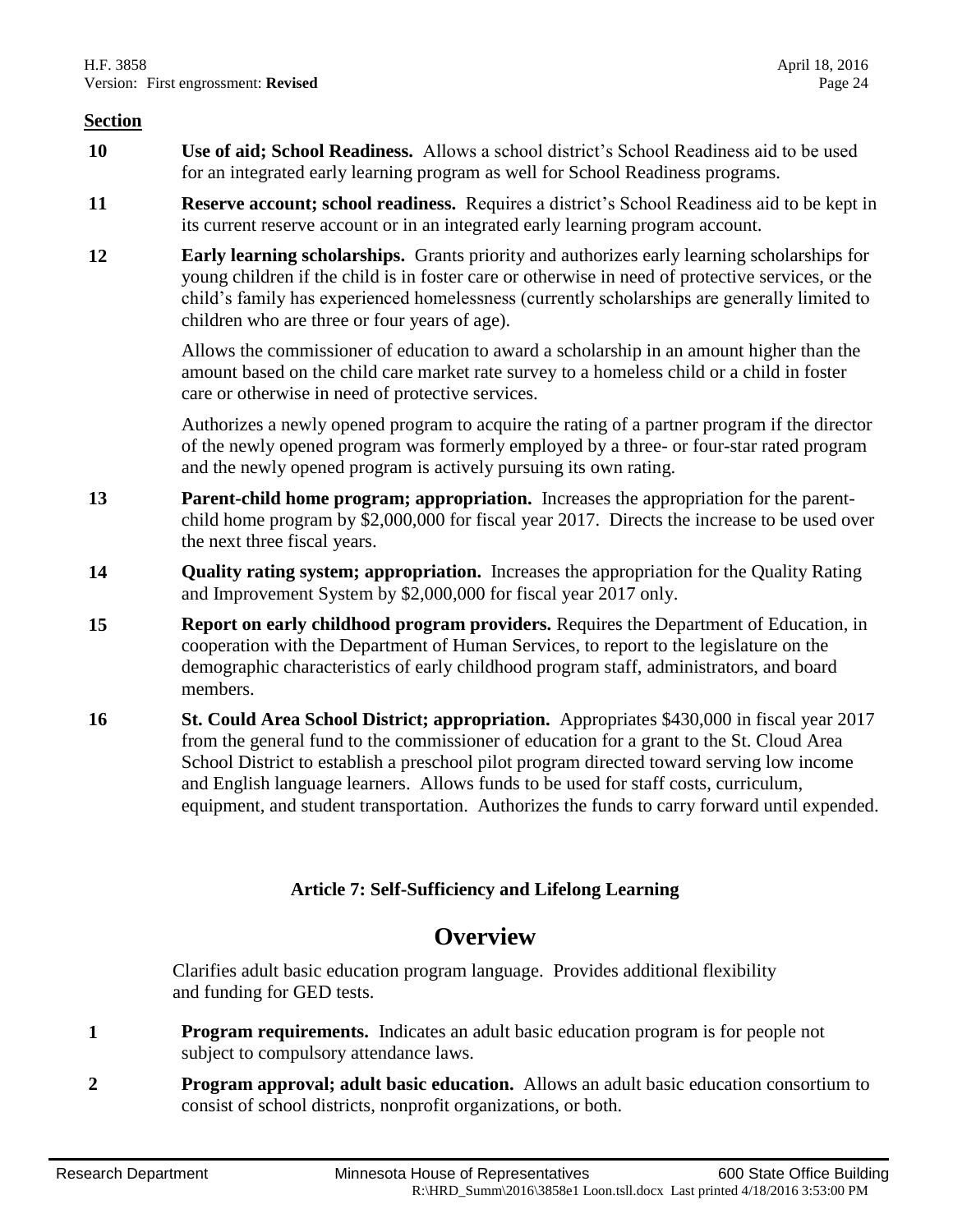**Section**

| | |
|---|---|
| **10** | **Use of aid; School Readiness.** Allows a school district's School Readiness aid to be used for an integrated early learning program as well for School Readiness programs. |
| **11** | **Reserve account; school readiness.** Requires a district's School Readiness aid to be kept in its current reserve account or in an integrated early learning program account. |
| **12** | **Early learning scholarships.** Grants priority and authorizes early learning scholarships for young children if the child is in foster care or otherwise in need of protective services, or the child's family has experienced homelessness (currently scholarships are generally limited to children who are three or four years of age).<br><br>Allows the commissioner of education to award a scholarship in an amount higher than the amount based on the child care market rate survey to a homeless child or a child in foster care or otherwise in need of protective services.<br><br>Authorizes a newly opened program to acquire the rating of a partner program if the director of the newly opened program was formerly employed by a three- or four-star rated program and the newly opened program is actively pursuing its own rating. |
| **13** | **Parent-child home program; appropriation.** Increases the appropriation for the parent-child home program by $2,000,000 for fiscal year 2017. Directs the increase to be used over the next three fiscal years. |
| **14** | **Quality rating system; appropriation.** Increases the appropriation for the Quality Rating and Improvement System by $2,000,000 for fiscal year 2017 only. |
| **15** | **Report on early childhood program providers.** Requires the Department of Education, in cooperation with the Department of Human Services, to report to the legislature on the demographic characteristics of early childhood program staff, administrators, and board members. |
| **16** | **St. Could Area School District; appropriation.** Appropriates $430,000 in fiscal year 2017 from the general fund to the commissioner of education for a grant to the St. Cloud Area School District to establish a preschool pilot program directed toward serving low income and English language learners. Allows funds to be used for staff costs, curriculum, equipment, and student transportation. Authorizes the funds to carry forward until expended. |

### Article 7: Self-Sufficiency and Lifelong Learning

## Overview

Clarifies adult basic education program language. Provides additional flexibility and funding for GED tests.

| | |
|---|---|
| **1** | **Program requirements.** Indicates an adult basic education program is for people not subject to compulsory attendance laws. |
| **2** | **Program approval; adult basic education.** Allows an adult basic education consortium to consist of school districts, nonprofit organizations, or both. |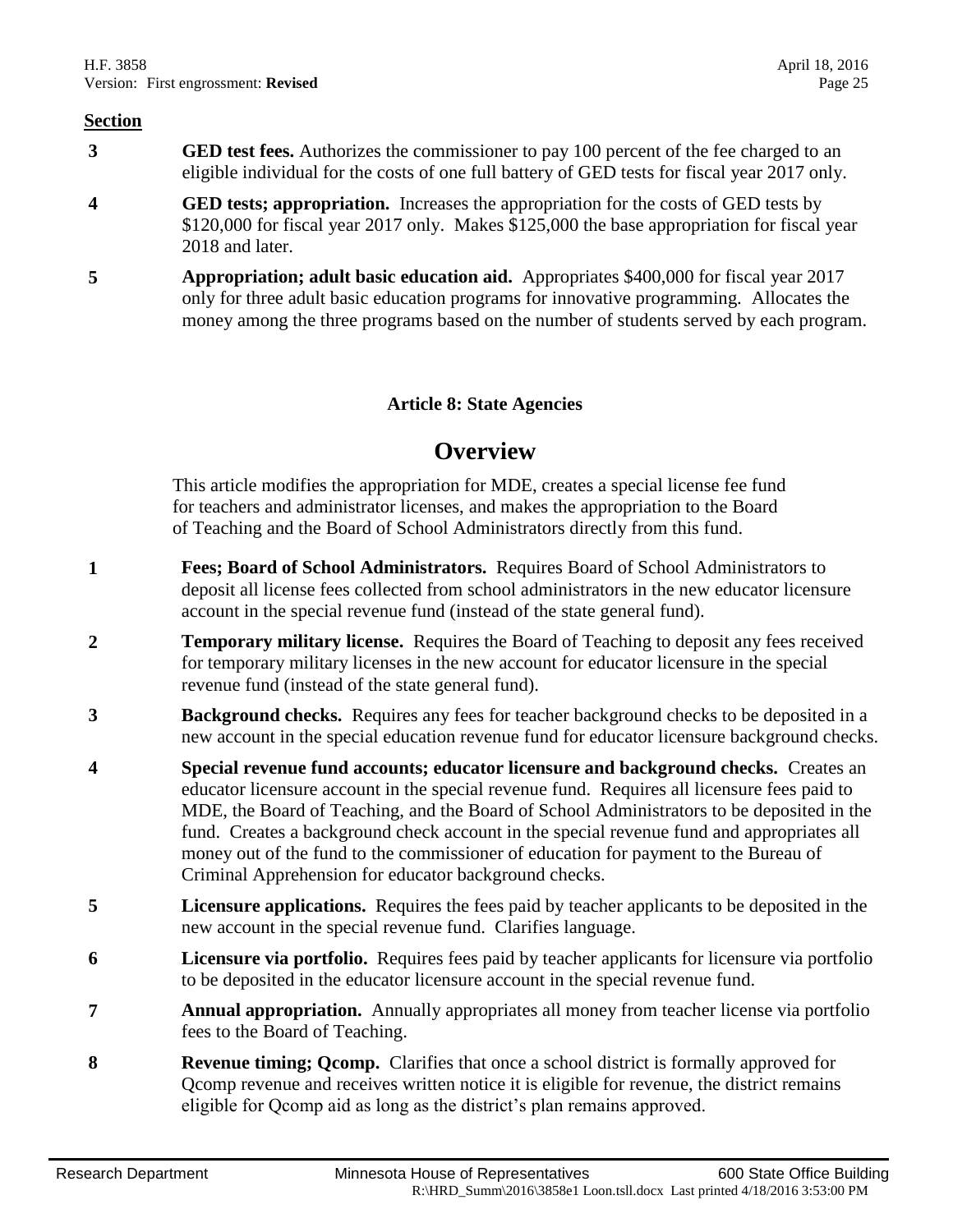**Section**

| | |
|---|---|
| **3** | **GED test fees.** Authorizes the commissioner to pay 100 percent of the fee charged to an eligible individual for the costs of one full battery of GED tests for fiscal year 2017 only. |
| **4** | **GED tests; appropriation.** Increases the appropriation for the costs of GED tests by $120,000 for fiscal year 2017 only. Makes $125,000 the base appropriation for fiscal year 2018 and later. |
| **5** | **Appropriation; adult basic education aid.** Appropriates $400,000 for fiscal year 2017 only for three adult basic education programs for innovative programming. Allocates the money among the three programs based on the number of students served by each program. |

### Article 8: State Agencies

## Overview

This article modifies the appropriation for MDE, creates a special license fee fund for teachers and administrator licenses, and makes the appropriation to the Board of Teaching and the Board of School Administrators directly from this fund.

| | |
|---|---|
| **1** | **Fees; Board of School Administrators.** Requires Board of School Administrators to deposit all license fees collected from school administrators in the new educator licensure account in the special revenue fund (instead of the state general fund). |
| **2** | **Temporary military license.** Requires the Board of Teaching to deposit any fees received for temporary military licenses in the new account for educator licensure in the special revenue fund (instead of the state general fund). |
| **3** | **Background checks.** Requires any fees for teacher background checks to be deposited in a new account in the special education revenue fund for educator licensure background checks. |
| **4** | **Special revenue fund accounts; educator licensure and background checks.** Creates an educator licensure account in the special revenue fund. Requires all licensure fees paid to MDE, the Board of Teaching, and the Board of School Administrators to be deposited in the fund. Creates a background check account in the special revenue fund and appropriates all money out of the fund to the commissioner of education for payment to the Bureau of Criminal Apprehension for educator background checks. |
| **5** | **Licensure applications.** Requires the fees paid by teacher applicants to be deposited in the new account in the special revenue fund. Clarifies language. |
| **6** | **Licensure via portfolio.** Requires fees paid by teacher applicants for licensure via portfolio to be deposited in the educator licensure account in the special revenue fund. |
| **7** | **Annual appropriation.** Annually appropriates all money from teacher license via portfolio fees to the Board of Teaching. |
| **8** | **Revenue timing; Qcomp.** Clarifies that once a school district is formally approved for Qcomp revenue and receives written notice it is eligible for revenue, the district remains eligible for Qcomp aid as long as the district's plan remains approved. |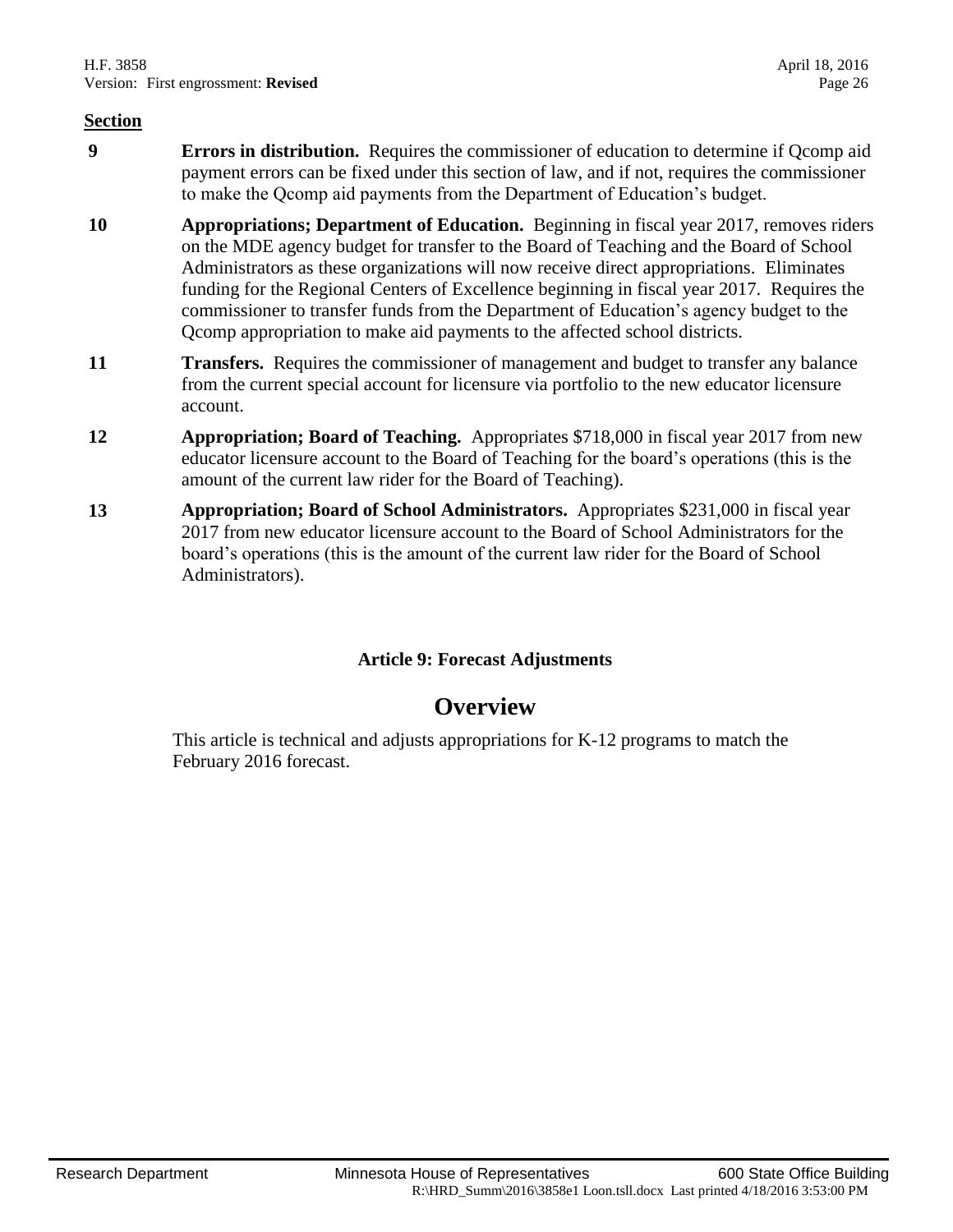**Section**

| | |
|---|---|
| **9** | **Errors in distribution.** Requires the commissioner of education to determine if Qcomp aid payment errors can be fixed under this section of law, and if not, requires the commissioner to make the Qcomp aid payments from the Department of Education's budget. |
| **10** | **Appropriations; Department of Education.** Beginning in fiscal year 2017, removes riders on the MDE agency budget for transfer to the Board of Teaching and the Board of School Administrators as these organizations will now receive direct appropriations. Eliminates funding for the Regional Centers of Excellence beginning in fiscal year 2017. Requires the commissioner to transfer funds from the Department of Education's agency budget to the Qcomp appropriation to make aid payments to the affected school districts. |
| **11** | **Transfers.** Requires the commissioner of management and budget to transfer any balance from the current special account for licensure via portfolio to the new educator licensure account. |
| **12** | **Appropriation; Board of Teaching.** Appropriates $718,000 in fiscal year 2017 from new educator licensure account to the Board of Teaching for the board's operations (this is the amount of the current law rider for the Board of Teaching). |
| **13** | **Appropriation; Board of School Administrators.** Appropriates $231,000 in fiscal year 2017 from new educator licensure account to the Board of School Administrators for the board's operations (this is the amount of the current law rider for the Board of School Administrators). |

### Article 9: Forecast Adjustments

## Overview

This article is technical and adjusts appropriations for K-12 programs to match the February 2016 forecast.